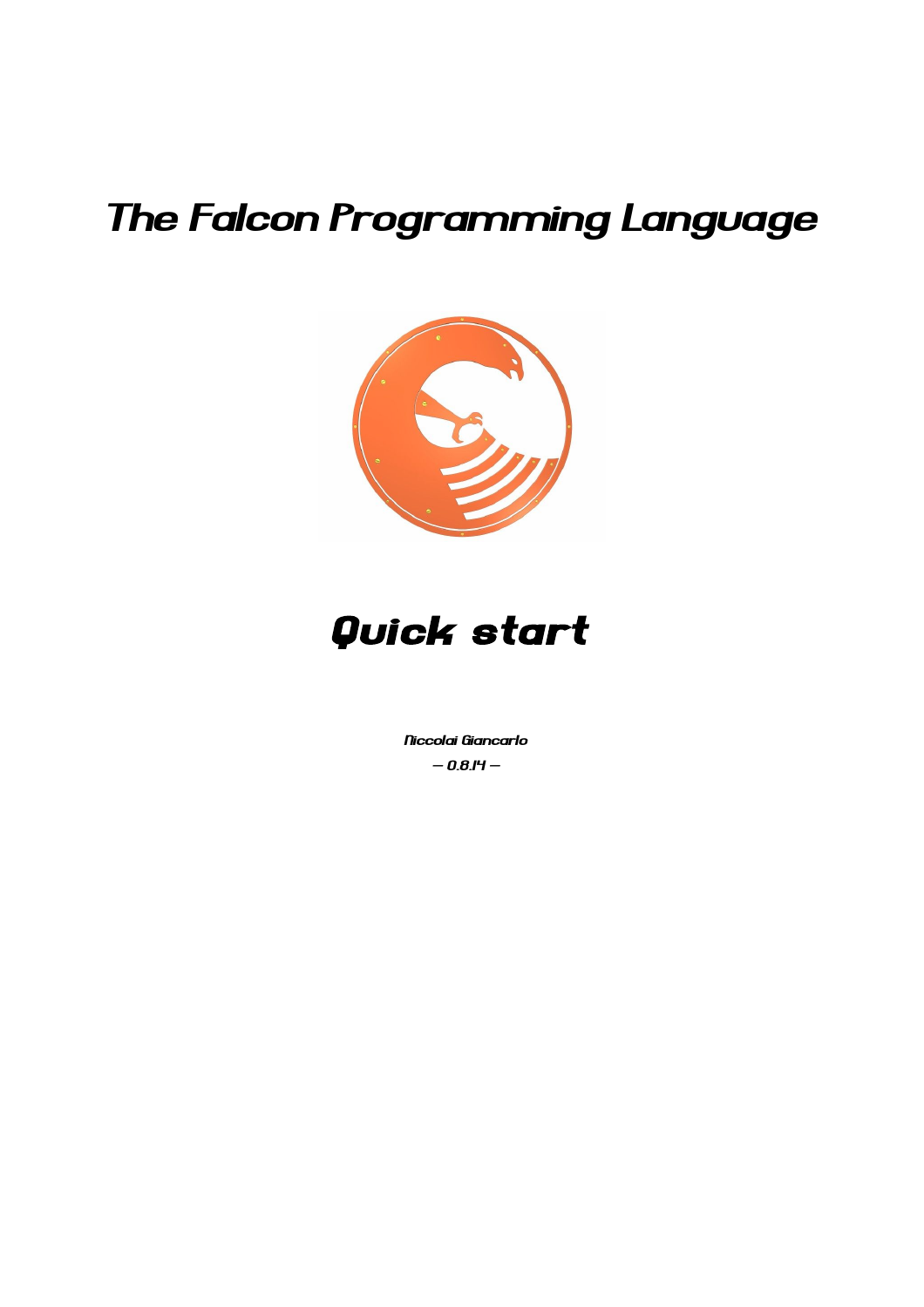# The Falcon Programming Language

# Quick start

*Niccolai Giancarlo*

*– 0.8.14 –*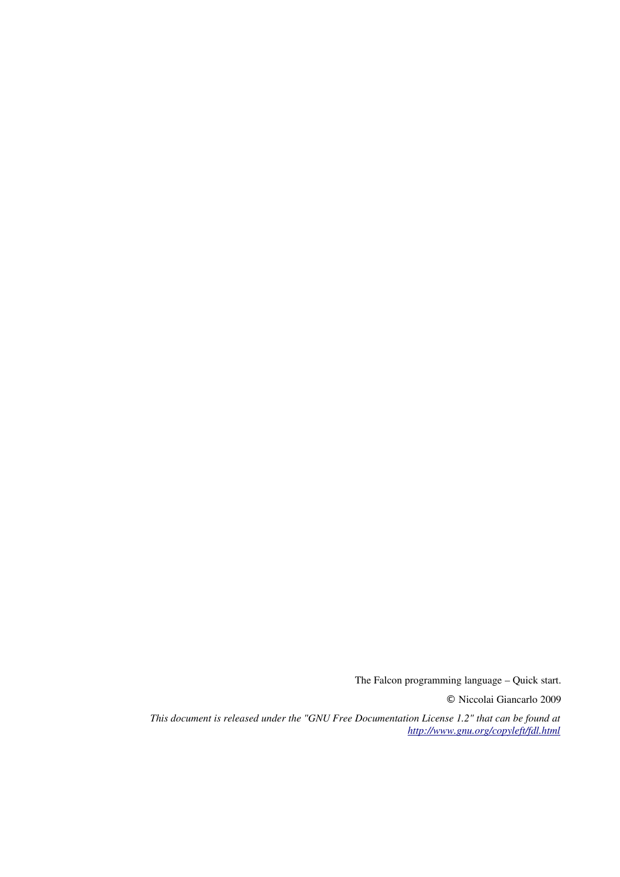The Falcon programming language – Quick start.

© Niccolai Giancarlo 2009

*This document is released under the "GNU Free Documentation License 1.2" that can be found at [http://www.gnu.org/copyleft/fdl.html](http://www.gnu.org/copyleft/fdl.html)*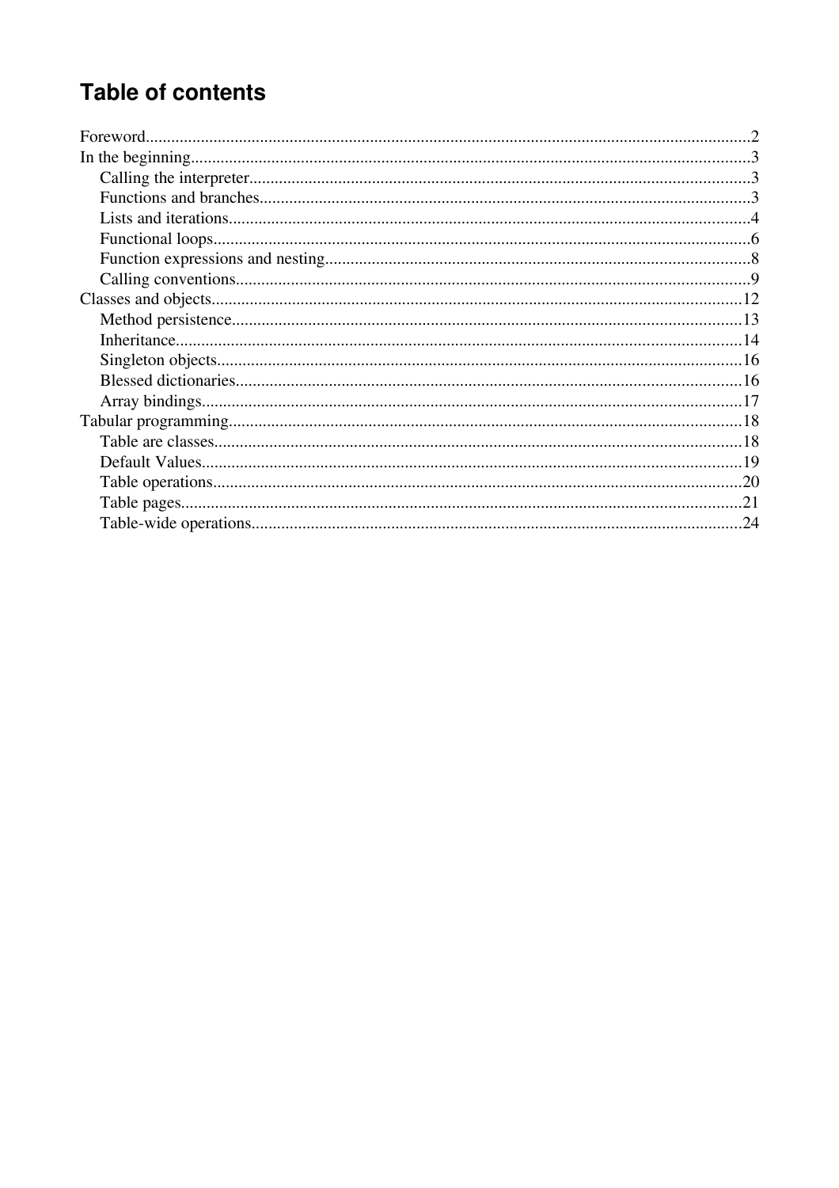# Table of contents

Foreword....2
In the beginning....3
- Calling the interpreter....3
- Functions and branches....3
- Lists and iterations....4
- Functional loops....6
- Function expressions and nesting....8
- Calling conventions....9

Classes and objects....12
- Method persistence....13
- Inheritance....14
- Singleton objects....16
- Blessed dictionaries....16
- Array bindings....17

Tabular programming....18
- Table are classes....18
- Default Values....19
- Table operations....20
- Table pages....21
- Table-wide operations....24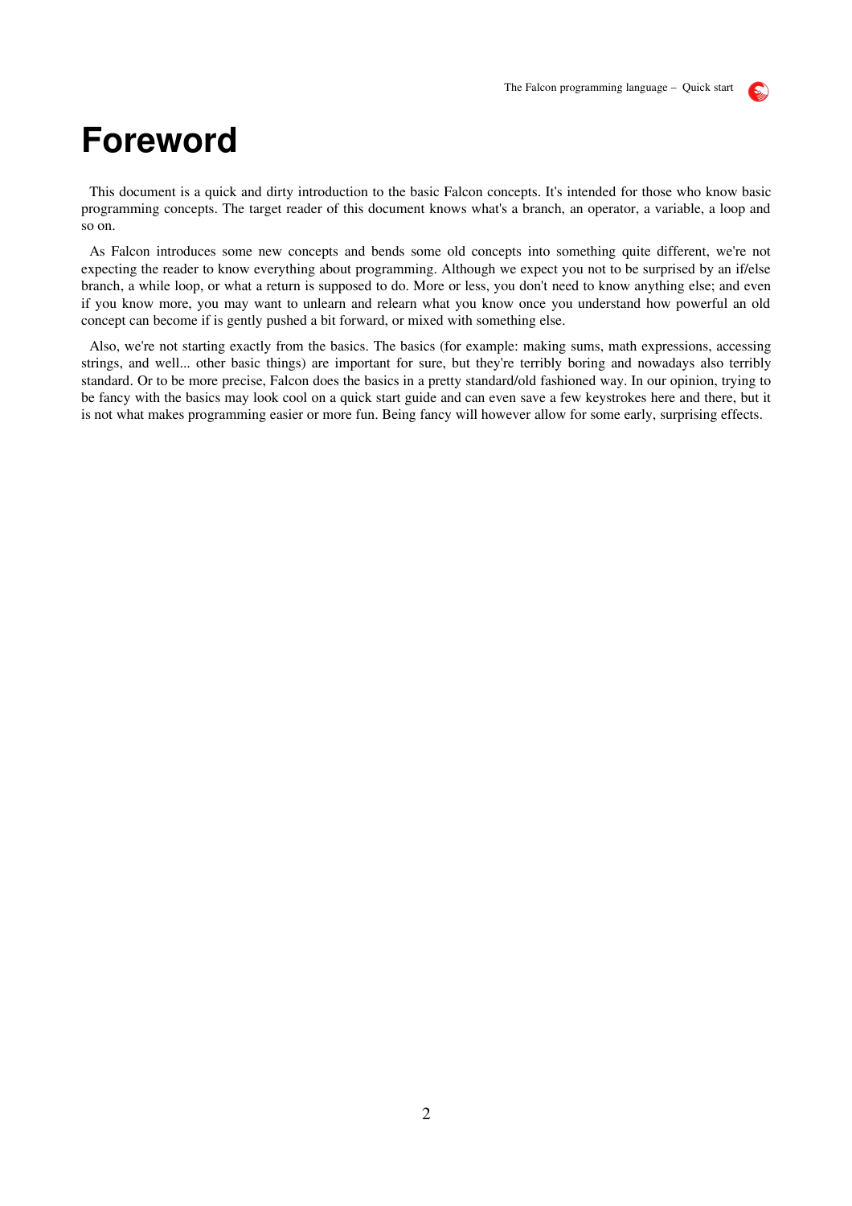# Foreword

This document is a quick and dirty introduction to the basic Falcon concepts. It's intended for those who know basic programming concepts. The target reader of this document knows what's a branch, an operator, a variable, a loop and so on.

As Falcon introduces some new concepts and bends some old concepts into something quite different, we're not expecting the reader to know everything about programming. Although we expect you not to be surprised by an if/else branch, a while loop, or what a return is supposed to do. More or less, you don't need to know anything else; and even if you know more, you may want to unlearn and relearn what you know once you understand how powerful an old concept can become if is gently pushed a bit forward, or mixed with something else.

Also, we're not starting exactly from the basics. The basics (for example: making sums, math expressions, accessing strings, and well... other basic things) are important for sure, but they're terribly boring and nowadays also terribly standard. Or to be more precise, Falcon does the basics in a pretty standard/old fashioned way. In our opinion, trying to be fancy with the basics may look cool on a quick start guide and can even save a few keystrokes here and there, but it is not what makes programming easier or more fun. Being fancy will however allow for some early, surprising effects.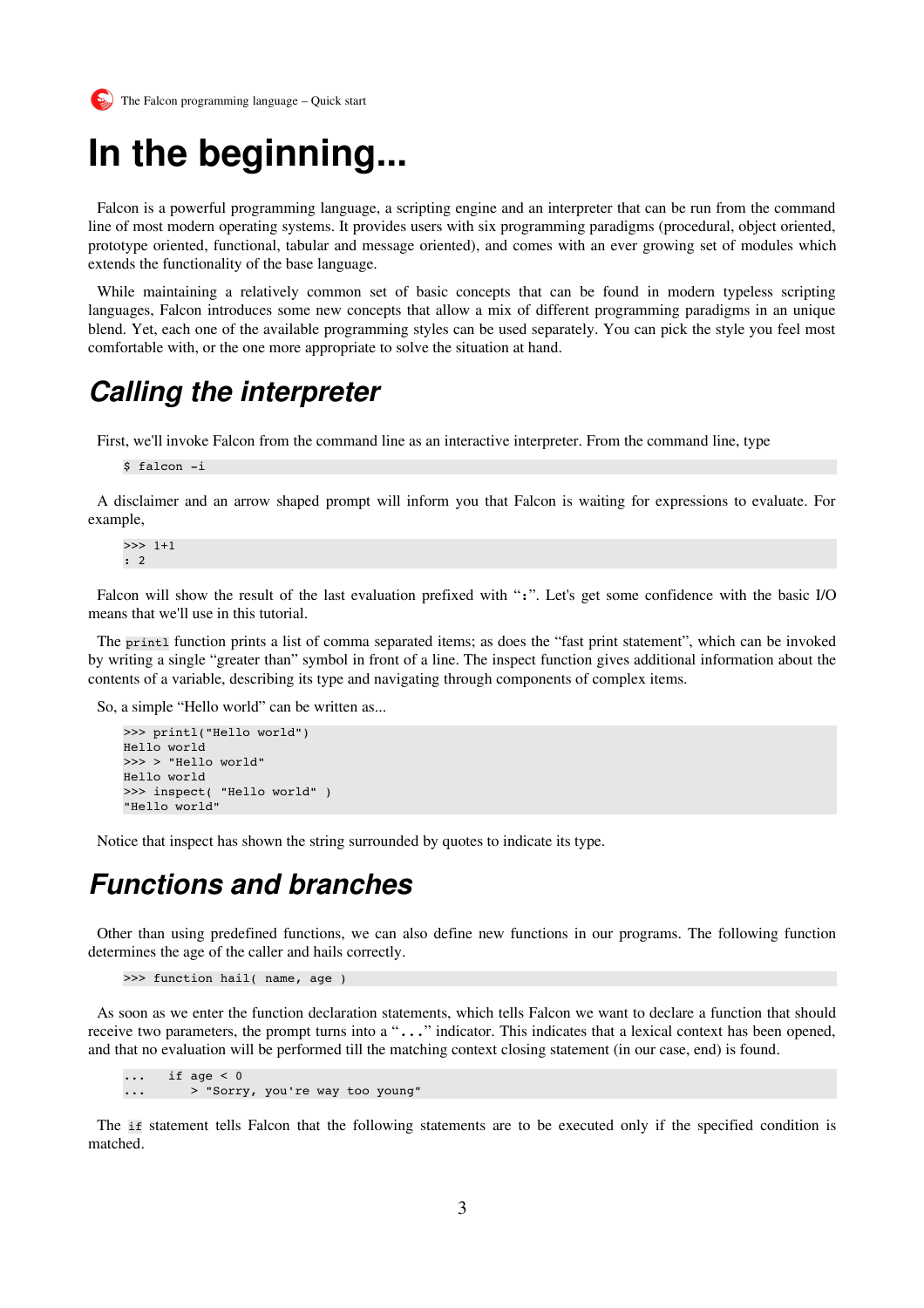# In the beginning...

Falcon is a powerful programming language, a scripting engine and an interpreter that can be run from the command line of most modern operating systems. It provides users with six programming paradigms (procedural, object oriented, prototype oriented, functional, tabular and message oriented), and comes with an ever growing set of modules which extends the functionality of the base language.

While maintaining a relatively common set of basic concepts that can be found in modern typeless scripting languages, Falcon introduces some new concepts that allow a mix of different programming paradigms in an unique blend. Yet, each one of the available programming styles can be used separately. You can pick the style you feel most comfortable with, or the one more appropriate to solve the situation at hand.

## *Calling the interpreter*

First, we'll invoke Falcon from the command line as an interactive interpreter. From the command line, type

```
$ falcon -i
```

A disclaimer and an arrow shaped prompt will inform you that Falcon is waiting for expressions to evaluate. For example,

```
>>> 1+1
: 2
```

Falcon will show the result of the last evaluation prefixed with "`:`". Let's get some confidence with the basic I/O means that we'll use in this tutorial.

The `printl` function prints a list of comma separated items; as does the "fast print statement", which can be invoked by writing a single "greater than" symbol in front of a line. The inspect function gives additional information about the contents of a variable, describing its type and navigating through components of complex items.

So, a simple "Hello world" can be written as...

```
>>> printl("Hello world")
Hello world
>>> > "Hello world"
Hello world
>>> inspect( "Hello world" )
"Hello world"
```

Notice that inspect has shown the string surrounded by quotes to indicate its type.

## *Functions and branches*

Other than using predefined functions, we can also define new functions in our programs. The following function determines the age of the caller and hails correctly.

```
>>> function hail( name, age )
```

As soon as we enter the function declaration statements, which tells Falcon we want to declare a function that should receive two parameters, the prompt turns into a "`...`" indicator. This indicates that a lexical context has been opened, and that no evaluation will be performed till the matching context closing statement (in our case, end) is found.

```
...    if age < 0
...       > "Sorry, you're way too young"
```

The `if` statement tells Falcon that the following statements are to be executed only if the specified condition is matched.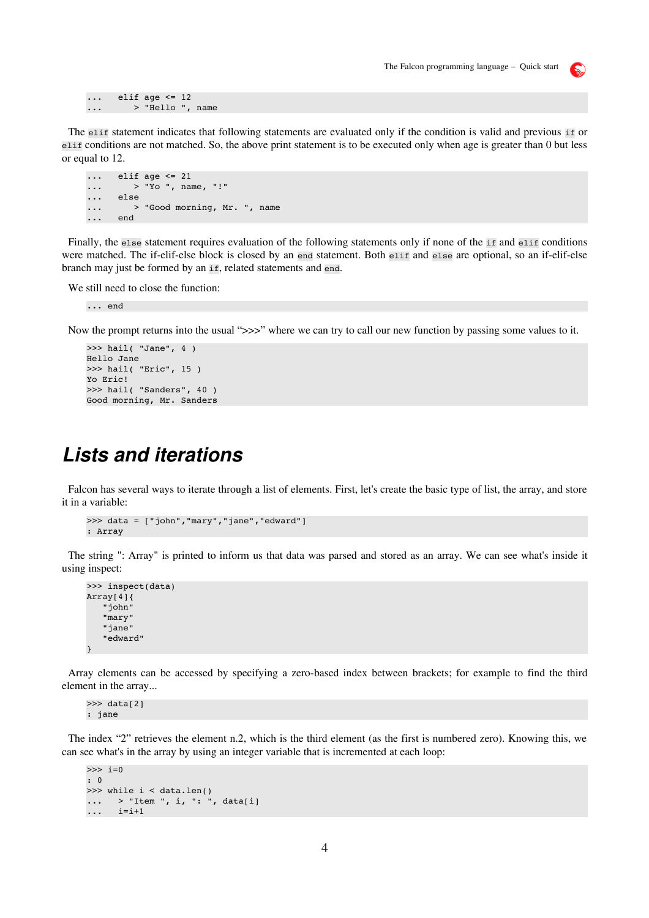```
...   elif age <= 12
...      > "Hello ", name
```

The `elif` statement indicates that following statements are evaluated only if the condition is valid and previous `if` or `elif` conditions are not matched. So, the above print statement is to be executed only when age is greater than 0 but less or equal to 12.

```
...   elif age <= 21
...      > "Yo ", name, "!"
...   else
...      > "Good morning, Mr. ", name
...   end
```

Finally, the `else` statement requires evaluation of the following statements only if none of the `if` and `elif` conditions were matched. The if-elif-else block is closed by an `end` statement. Both `elif` and `else` are optional, so an if-elif-else branch may just be formed by an `if`, related statements and `end`.

We still need to close the function:

```
... end
```

Now the prompt returns into the usual “>>>” where we can try to call our new function by passing some values to it.

```
>>> hail( "Jane", 4 )
Hello Jane
>>> hail( "Eric", 15 )
Yo Eric!
>>> hail( "Sanders", 40 )
Good morning, Mr. Sanders
```

# Lists and iterations

Falcon has several ways to iterate through a list of elements. First, let's create the basic type of list, the array, and store it in a variable:

```
>>> data = ["john","mary","jane","edward"]
: Array
```

The string ": Array" is printed to inform us that data was parsed and stored as an array. We can see what's inside it using inspect:

```
>>> inspect(data)
Array[4]{
   "john"
   "mary"
   "jane"
   "edward"
}
```

Array elements can be accessed by specifying a zero-based index between brackets; for example to find the third element in the array...

```
>>> data[2]
: jane
```

The index “2” retrieves the element n.2, which is the third element (as the first is numbered zero). Knowing this, we can see what's in the array by using an integer variable that is incremented at each loop:

```
>>> i=0
: 0
>>> while i < data.len()
...    > "Item ", i, ": ", data[i]
...    i=i+1
```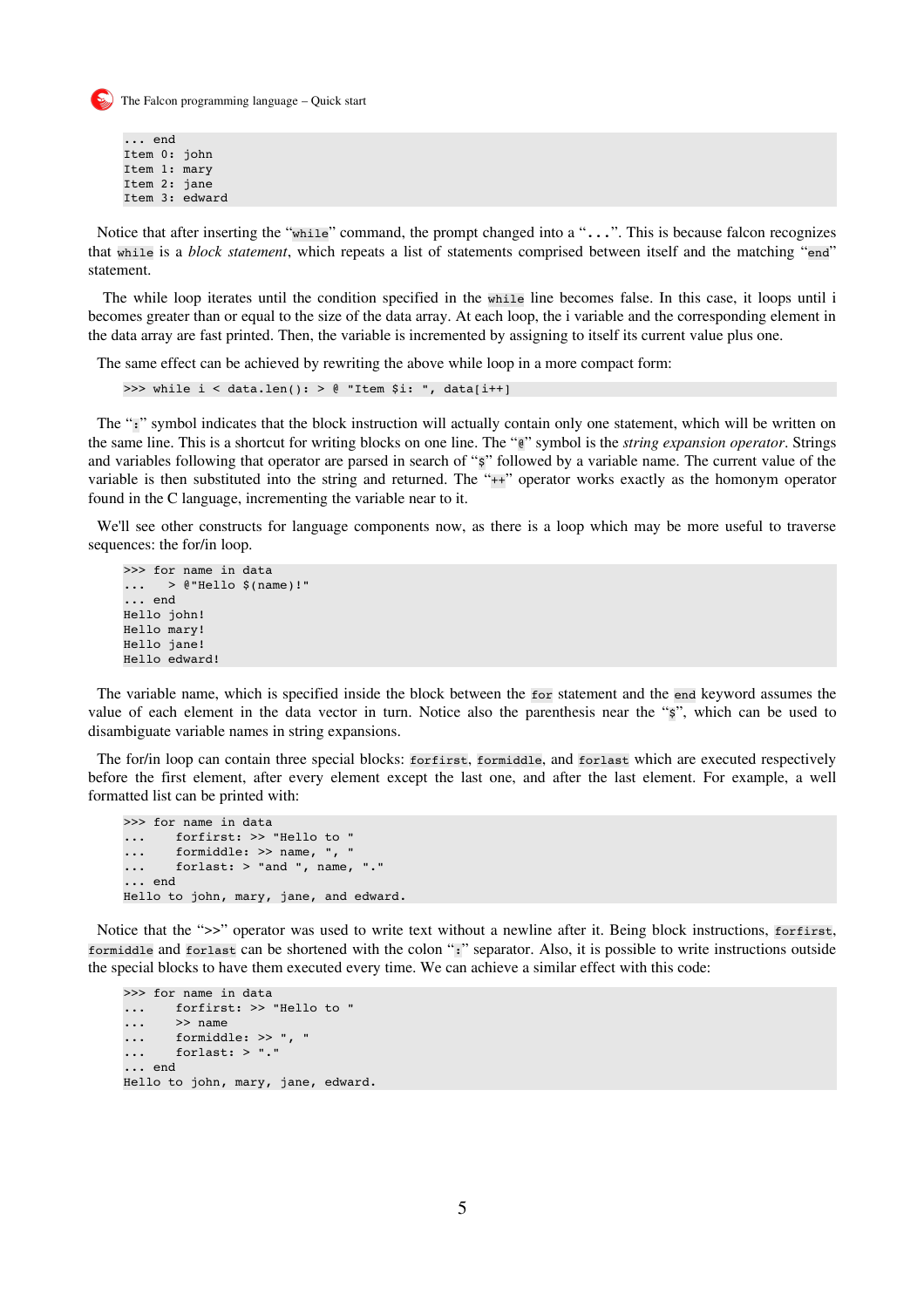```
... end
Item 0: john
Item 1: mary
Item 2: jane
Item 3: edward
```

Notice that after inserting the "`while`" command, the prompt changed into a "`...`". This is because falcon recognizes that `while` is a *block statement*, which repeats a list of statements comprised between itself and the matching "`end`" statement.

The while loop iterates until the condition specified in the `while` line becomes false. In this case, it loops until i becomes greater than or equal to the size of the data array. At each loop, the i variable and the corresponding element in the data array are fast printed. Then, the variable is incremented by assigning to itself its current value plus one.

The same effect can be achieved by rewriting the above while loop in a more compact form:

```
>>> while i < data.len(): > @ "Item $i: ", data[i++]
```

The "`:`" symbol indicates that the block instruction will actually contain only one statement, which will be written on the same line. This is a shortcut for writing blocks on one line. The "`@`" symbol is the *string expansion operator*. Strings and variables following that operator are parsed in search of "`$`" followed by a variable name. The current value of the variable is then substituted into the string and returned. The "`++`" operator works exactly as the homonym operator found in the C language, incrementing the variable near to it.

We'll see other constructs for language components now, as there is a loop which may be more useful to traverse sequences: the for/in loop.

```
>>> for name in data
...    > @"Hello $(name)!"
... end
Hello john!
Hello mary!
Hello jane!
Hello edward!
```

The variable name, which is specified inside the block between the `for` statement and the `end` keyword assumes the value of each element in the data vector in turn. Notice also the parenthesis near the "`$`", which can be used to disambiguate variable names in string expansions.

The for/in loop can contain three special blocks: `forfirst`, `formiddle`, and `forlast` which are executed respectively before the first element, after every element except the last one, and after the last element. For example, a well formatted list can be printed with:

```
>>> for name in data
...     forfirst: >> "Hello to "
...     formiddle: >> name, ", "
...     forlast: > "and ", name, "."
... end
Hello to john, mary, jane, and edward.
```

Notice that the ">>" operator was used to write text without a newline after it. Being block instructions, `forfirst`, `formiddle` and `forlast` can be shortened with the colon "`:`" separator. Also, it is possible to write instructions outside the special blocks to have them executed every time. We can achieve a similar effect with this code:

```
>>> for name in data
...     forfirst: >> "Hello to "
...     >> name
...     formiddle: >> ", "
...     forlast: > "."
... end
Hello to john, mary, jane, edward.
```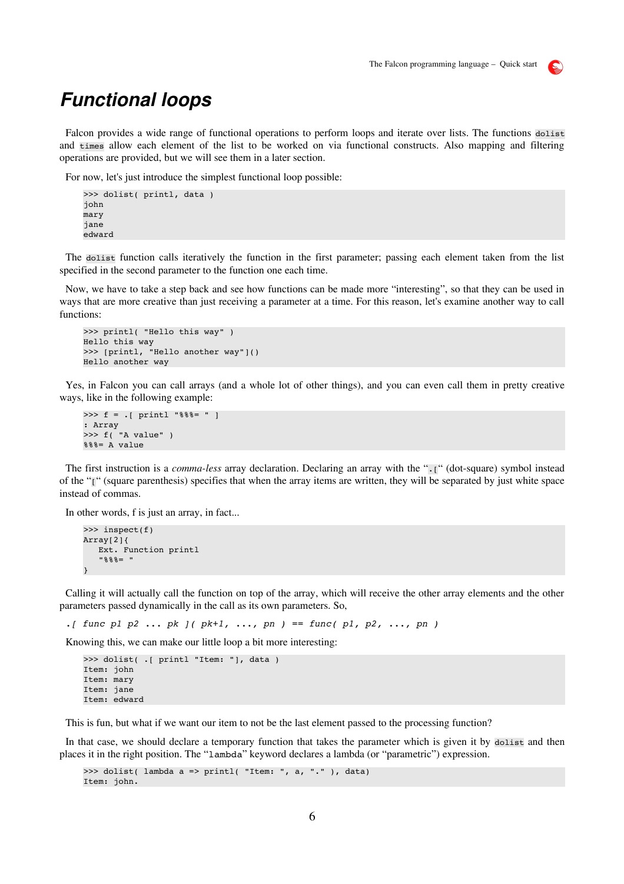# Functional loops

Falcon provides a wide range of functional operations to perform loops and iterate over lists. The functions `dolist` and `times` allow each element of the list to be worked on via functional constructs. Also mapping and filtering operations are provided, but we will see them in a later section.

For now, let's just introduce the simplest functional loop possible:

```
>>> dolist( printl, data )
john
mary
jane
edward
```

The `dolist` function calls iteratively the function in the first parameter; passing each element taken from the list specified in the second parameter to the function one each time.

Now, we have to take a step back and see how functions can be made more "interesting", so that they can be used in ways that are more creative than just receiving a parameter at a time. For this reason, let's examine another way to call functions:

```
>>> printl( "Hello this way" )
Hello this way
>>> [printl, "Hello another way"]()
Hello another way
```

Yes, in Falcon you can call arrays (and a whole lot of other things), and you can even call them in pretty creative ways, like in the following example:

```
>>> f = .[ printl "%%%= " ]
: Array
>>> f( "A value" )
%%%= A value
```

The first instruction is a *comma-less* array declaration. Declaring an array with the "`.[`" (dot-square) symbol instead of the "`[`" (square parenthesis) specifies that when the array items are written, they will be separated by just white space instead of commas.

In other words, f is just an array, in fact...

```
>>> inspect(f)
Array[2]{
   Ext. Function printl
   "%%%= "
}
```

Calling it will actually call the function on top of the array, which will receive the other array elements and the other parameters passed dynamically in the call as its own parameters. So,

*.[ func p1 p2 ... pk ]( pk+1, ..., pn ) == func( p1, p2, ..., pn )*

Knowing this, we can make our little loop a bit more interesting:

```
>>> dolist( .[ printl "Item: "], data )
Item: john
Item: mary
Item: jane
Item: edward
```

This is fun, but what if we want our item to not be the last element passed to the processing function?

In that case, we should declare a temporary function that takes the parameter which is given it by `dolist` and then places it in the right position. The "`lambda`" keyword declares a lambda (or "parametric") expression.

```
>>> dolist( lambda a => printl( "Item: ", a, "." ), data)
Item: john.
```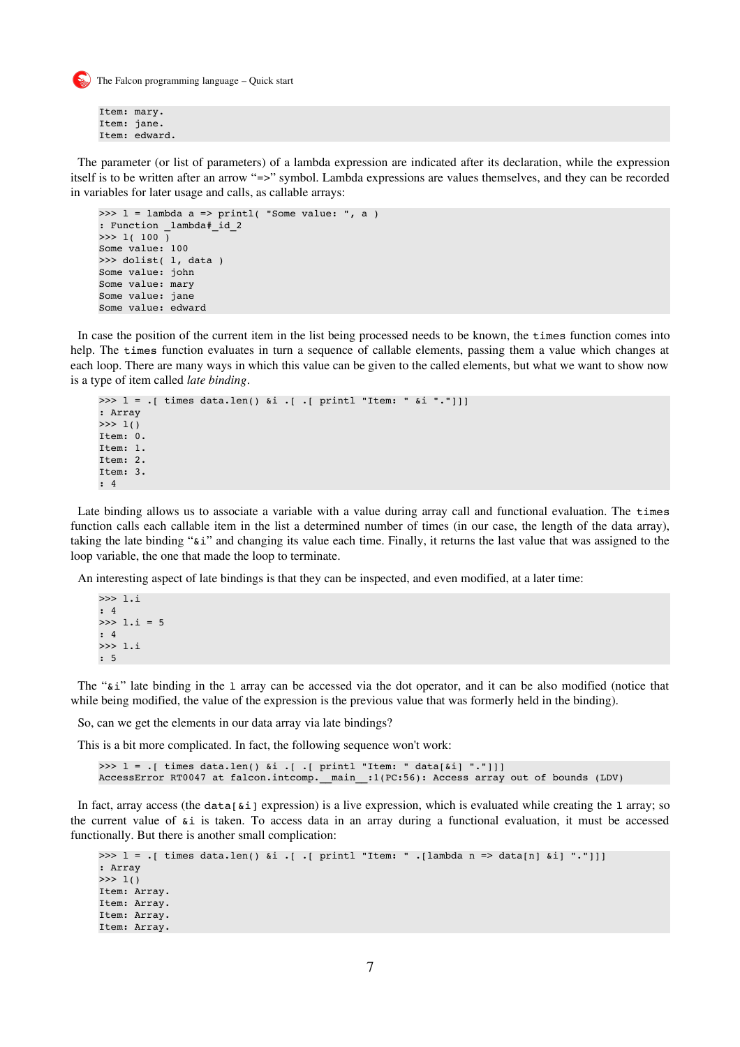```
Item: mary.
Item: jane.
Item: edward.
```

The parameter (or list of parameters) of a lambda expression are indicated after its declaration, while the expression itself is to be written after an arrow "=>" symbol. Lambda expressions are values themselves, and they can be recorded in variables for later usage and calls, as callable arrays:

```
>>> l = lambda a => printl( "Some value: ", a )
: Function _lambda#_id_2
>>> l( 100 )
Some value: 100
>>> dolist( l, data )
Some value: john
Some value: mary
Some value: jane
Some value: edward
```

In case the position of the current item in the list being processed needs to be known, the `times` function comes into help. The `times` function evaluates in turn a sequence of callable elements, passing them a value which changes at each loop. There are many ways in which this value can be given to the called elements, but what we want to show now is a type of item called *late binding*.

```
>>> l = .[ times data.len() &i .[ .[ printl "Item: " &i "."]]]
: Array
>>> l()
Item: 0.
Item: 1.
Item: 2.
Item: 3.
: 4
```

Late binding allows us to associate a variable with a value during array call and functional evaluation. The `times` function calls each callable item in the list a determined number of times (in our case, the length of the data array), taking the late binding "`&i`" and changing its value each time. Finally, it returns the last value that was assigned to the loop variable, the one that made the loop to terminate.

An interesting aspect of late bindings is that they can be inspected, and even modified, at a later time:

```
>>> l.i
: 4
>>> l.i = 5
: 4
>>> l.i
: 5
```

The "`&i`" late binding in the `l` array can be accessed via the dot operator, and it can be also modified (notice that while being modified, the value of the expression is the previous value that was formerly held in the binding).

So, can we get the elements in our data array via late bindings?

This is a bit more complicated. In fact, the following sequence won't work:

```
>>> l = .[ times data.len() &i .[ .[ printl "Item: " data[&i] "."]]]
AccessError RT0047 at falcon.intcomp.__main__:1(PC:56): Access array out of bounds (LDV)
```

In fact, array access (the `data[&i]` expression) is a live expression, which is evaluated while creating the `l` array; so the current value of `&i` is taken. To access data in an array during a functional evaluation, it must be accessed functionally. But there is another small complication:

```
>>> l = .[ times data.len() &i .[ .[ printl "Item: " .[lambda n => data[n] &i] "."]]]
: Array
>>> l()
Item: Array.
Item: Array.
Item: Array.
Item: Array.
```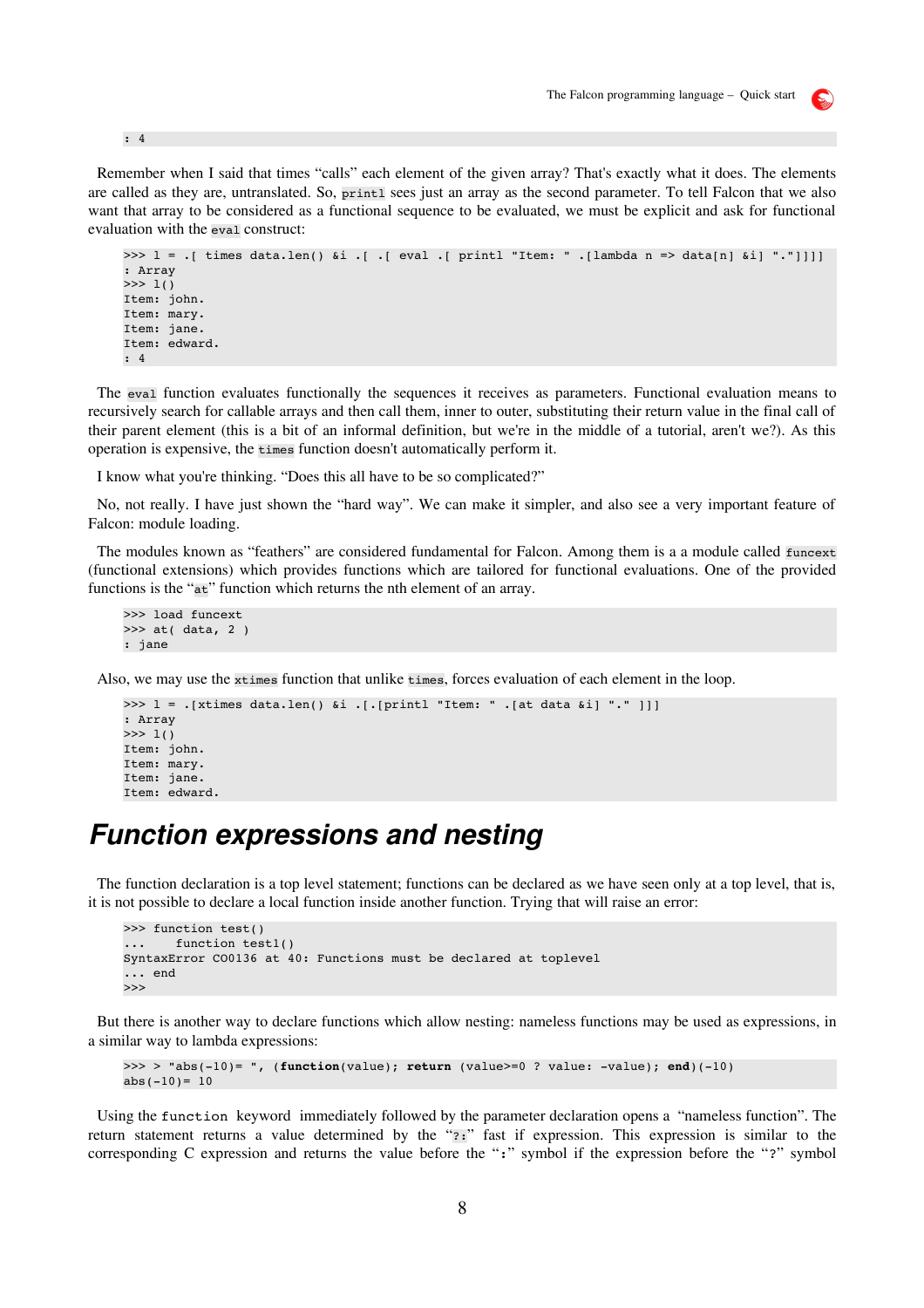```
: 4
```

Remember when I said that times “calls” each element of the given array? That's exactly what it does. The elements are called as they are, untranslated. So, `printl` sees just an array as the second parameter. To tell Falcon that we also want that array to be considered as a functional sequence to be evaluated, we must be explicit and ask for functional evaluation with the `eval` construct:

```
>>> l = .[ times data.len() &i .[ .[ eval .[ printl "Item: " .[lambda n => data[n] &i] "."]]]]
: Array
>>> l()
Item: john.
Item: mary.
Item: jane.
Item: edward.
: 4
```

The `eval` function evaluates functionally the sequences it receives as parameters. Functional evaluation means to recursively search for callable arrays and then call them, inner to outer, substituting their return value in the final call of their parent element (this is a bit of an informal definition, but we're in the middle of a tutorial, aren't we?). As this operation is expensive, the `times` function doesn't automatically perform it.

I know what you're thinking. “Does this all have to be so complicated?”

No, not really. I have just shown the “hard way”. We can make it simpler, and also see a very important feature of Falcon: module loading.

The modules known as “feathers” are considered fundamental for Falcon. Among them is a a module called `funcext` (functional extensions) which provides functions which are tailored for functional evaluations. One of the provided functions is the “`at`” function which returns the nth element of an array.

```
>>> load funcext
>>> at( data, 2 )
: jane
```

Also, we may use the `xtimes` function that unlike `times`, forces evaluation of each element in the loop.

```
>>> l = .[xtimes data.len() &i .[.[printl "Item: " .[at data &i] "." ]]]
: Array
>>> l()
Item: john.
Item: mary.
Item: jane.
Item: edward.
```

# Function expressions and nesting

The function declaration is a top level statement; functions can be declared as we have seen only at a top level, that is, it is not possible to declare a local function inside another function. Trying that will raise an error:

```
>>> function test()
...     function test1()
SyntaxError C00136 at 40: Functions must be declared at toplevel
... end
>>>
```

But there is another way to declare functions which allow nesting: nameless functions may be used as expressions, in a similar way to lambda expressions:

```
>>> > "abs(-10)= ", (function(value); return (value>=0 ? value: -value); end)(-10)
abs(-10)= 10
```

Using the `function` keyword immediately followed by the parameter declaration opens a “nameless function”. The return statement returns a value determined by the “`?:`” fast if expression. This expression is similar to the corresponding C expression and returns the value before the “`:`” symbol if the expression before the “`?`” symbol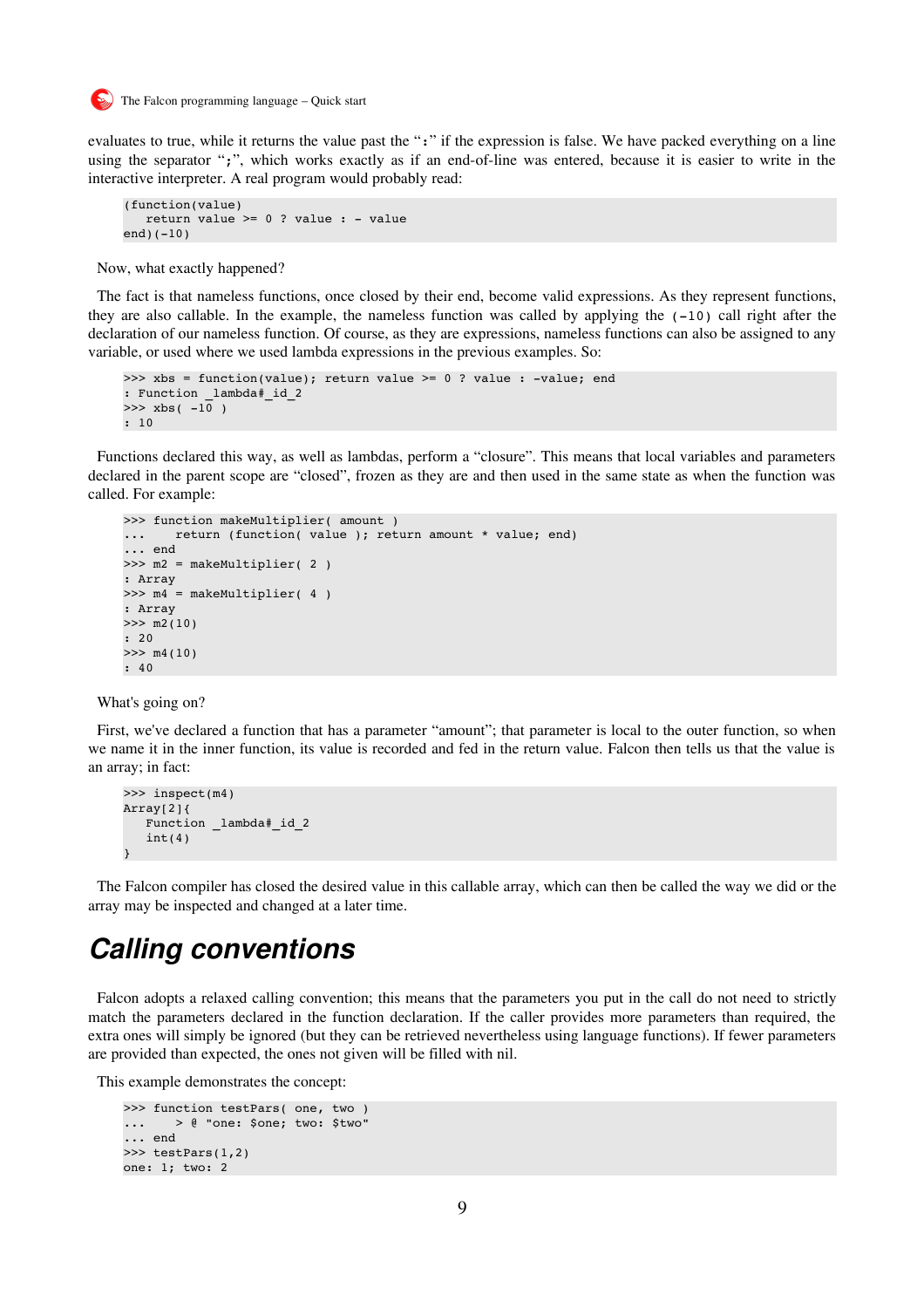evaluates to true, while it returns the value past the ":" if the expression is false. We have packed everything on a line using the separator ";", which works exactly as if an end-of-line was entered, because it is easier to write in the interactive interpreter. A real program would probably read:

```
(function(value)
   return value >= 0 ? value : - value
end)(-10)
```

Now, what exactly happened?

The fact is that nameless functions, once closed by their end, become valid expressions. As they represent functions, they are also callable. In the example, the nameless function was called by applying the `(-10)` call right after the declaration of our nameless function. Of course, as they are expressions, nameless functions can also be assigned to any variable, or used where we used lambda expressions in the previous examples. So:

```
>>> xbs = function(value); return value >= 0 ? value : -value; end
: Function _lambda#_id_2
>>> xbs( -10 )
: 10
```

Functions declared this way, as well as lambdas, perform a "closure". This means that local variables and parameters declared in the parent scope are "closed", frozen as they are and then used in the same state as when the function was called. For example:

```
>>> function makeMultiplier( amount )
...    return (function( value ); return amount * value; end)
... end
>>> m2 = makeMultiplier( 2 )
: Array
>>> m4 = makeMultiplier( 4 )
: Array
>>> m2(10)
: 20
>>> m4(10)
: 40
```

What's going on?

First, we've declared a function that has a parameter "amount"; that parameter is local to the outer function, so when we name it in the inner function, its value is recorded and fed in the return value. Falcon then tells us that the value is an array; in fact:

```
>>> inspect(m4)
Array[2]{
   Function _lambda#_id_2
   int(4)
}
```

The Falcon compiler has closed the desired value in this callable array, which can then be called the way we did or the array may be inspected and changed at a later time.

# *Calling conventions*

Falcon adopts a relaxed calling convention; this means that the parameters you put in the call do not need to strictly match the parameters declared in the function declaration. If the caller provides more parameters than required, the extra ones will simply be ignored (but they can be retrieved nevertheless using language functions). If fewer parameters are provided than expected, the ones not given will be filled with nil.

This example demonstrates the concept:

```
>>> function testPars( one, two )
...    > @ "one: $one; two: $two"
... end
>>> testPars(1,2)
one: 1; two: 2
```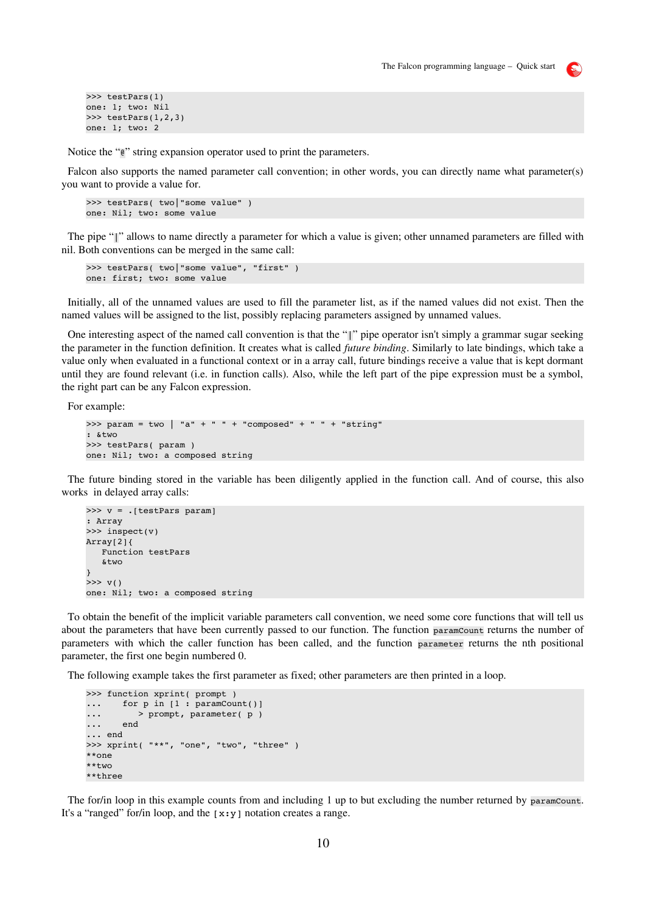```
>>> testPars(1)
one: 1; two: Nil
>>> testPars(1,2,3)
one: 1; two: 2
```

Notice the "`@`" string expansion operator used to print the parameters.

Falcon also supports the named parameter call convention; in other words, you can directly name what parameter(s) you want to provide a value for.

```
>>> testPars( two|"some value" )
one: Nil; two: some value
```

The pipe "`|`" allows to name directly a parameter for which a value is given; other unnamed parameters are filled with nil. Both conventions can be merged in the same call:

```
>>> testPars( two|"some value", "first" )
one: first; two: some value
```

Initially, all of the unnamed values are used to fill the parameter list, as if the named values did not exist. Then the named values will be assigned to the list, possibly replacing parameters assigned by unnamed values.

One interesting aspect of the named call convention is that the "`|`" pipe operator isn't simply a grammar sugar seeking the parameter in the function definition. It creates what is called *future binding*. Similarly to late bindings, which take a value only when evaluated in a functional context or in a array call, future bindings receive a value that is kept dormant until they are found relevant (i.e. in function calls). Also, while the left part of the pipe expression must be a symbol, the right part can be any Falcon expression.

For example:

```
>>> param = two | "a" + " " + "composed" + " " + "string"
: &two
>>> testPars( param )
one: Nil; two: a composed string
```

The future binding stored in the variable has been diligently applied in the function call. And of course, this also works in delayed array calls:

```
>>> v = .[testPars param]
: Array
>>> inspect(v)
Array[2]{
   Function testPars
   &two
}
>>> v()
one: Nil; two: a composed string
```

To obtain the benefit of the implicit variable parameters call convention, we need some core functions that will tell us about the parameters that have been currently passed to our function. The function `paramCount` returns the number of parameters with which the caller function has been called, and the function `parameter` returns the nth positional parameter, the first one begin numbered 0.

The following example takes the first parameter as fixed; other parameters are then printed in a loop.

```
>>> function xprint( prompt )
...     for p in [1 : paramCount()]
...        > prompt, parameter( p )
...     end
... end
>>> xprint( "**", "one", "two", "three" )
**one
**two
**three
```

The for/in loop in this example counts from and including 1 up to but excluding the number returned by `paramCount`. It's a "ranged" for/in loop, and the `[x:y]` notation creates a range.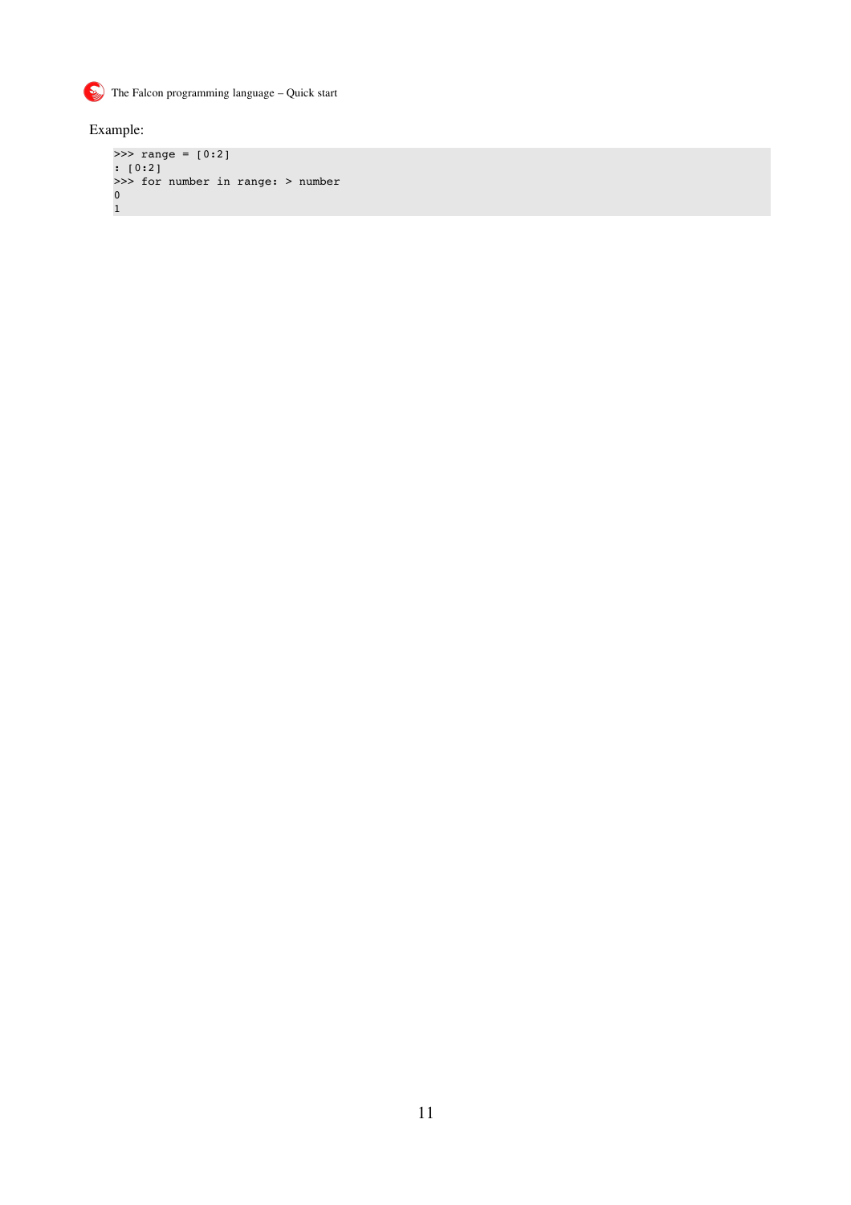Example:

```
>>> range = [0:2]
: [0:2]
>>> for number in range: > number
0
1
```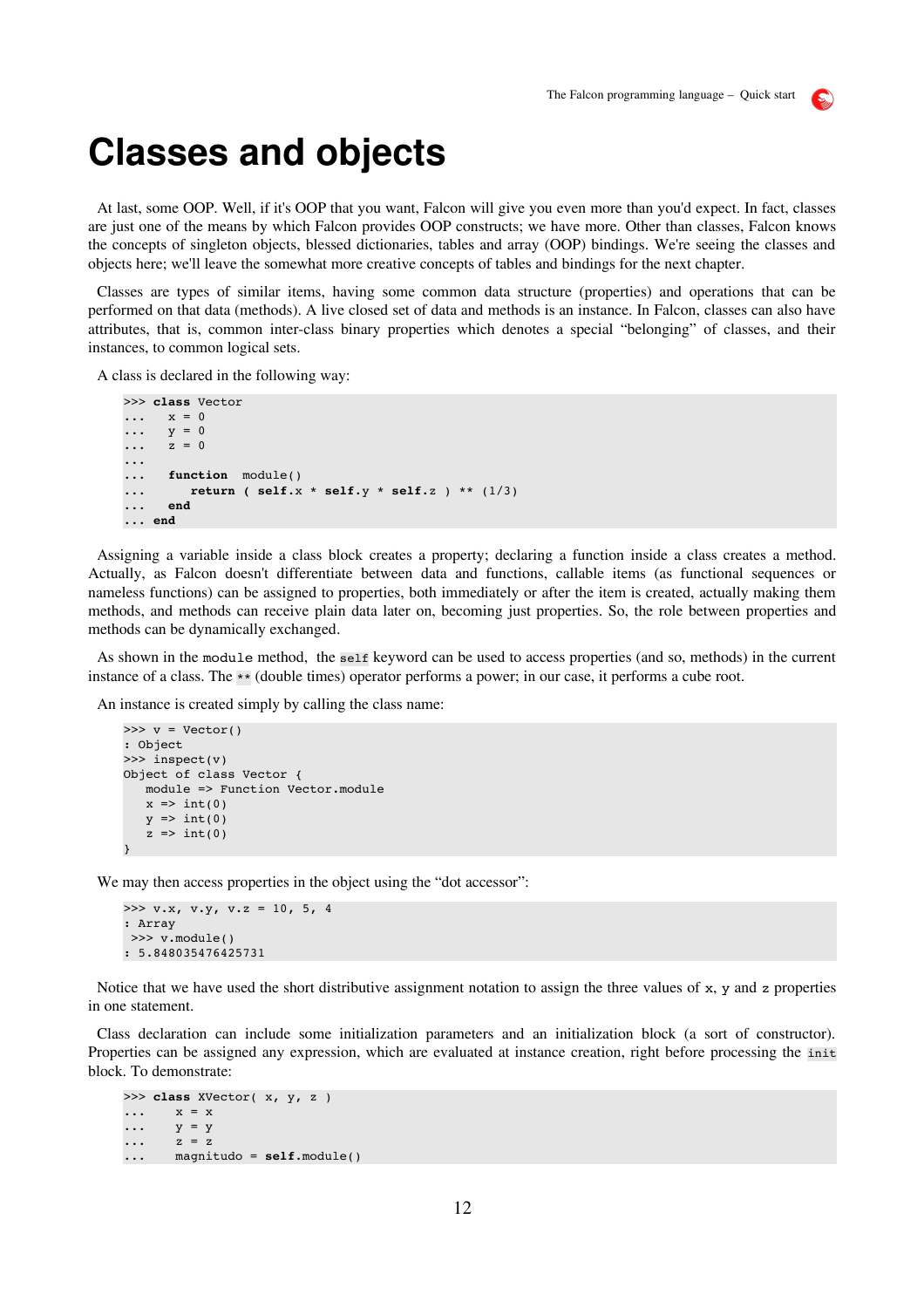# Classes and objects

At last, some OOP. Well, if it's OOP that you want, Falcon will give you even more than you'd expect. In fact, classes are just one of the means by which Falcon provides OOP constructs; we have more. Other than classes, Falcon knows the concepts of singleton objects, blessed dictionaries, tables and array (OOP) bindings. We're seeing the classes and objects here; we'll leave the somewhat more creative concepts of tables and bindings for the next chapter.

Classes are types of similar items, having some common data structure (properties) and operations that can be performed on that data (methods). A live closed set of data and methods is an instance. In Falcon, classes can also have attributes, that is, common inter-class binary properties which denotes a special "belonging" of classes, and their instances, to common logical sets.

A class is declared in the following way:

```
>>> class Vector
...    x = 0
...    y = 0
...    z = 0
...
...    function  module()
...       return ( self.x * self.y * self.z ) ** (1/3)
...    end
... end
```

Assigning a variable inside a class block creates a property; declaring a function inside a class creates a method. Actually, as Falcon doesn't differentiate between data and functions, callable items (as functional sequences or nameless functions) can be assigned to properties, both immediately or after the item is created, actually making them methods, and methods can receive plain data later on, becoming just properties. So, the role between properties and methods can be dynamically exchanged.

As shown in the `module` method, the `self` keyword can be used to access properties (and so, methods) in the current instance of a class. The `**` (double times) operator performs a power; in our case, it performs a cube root.

An instance is created simply by calling the class name:

```
>>> v = Vector()
: Object
>>> inspect(v)
Object of class Vector {
   module => Function Vector.module
   x => int(0)
   y => int(0)
   z => int(0)
}
```

We may then access properties in the object using the "dot accessor":

```
>>> v.x, v.y, v.z = 10, 5, 4
: Array
 >>> v.module()
: 5.848035476425731
```

Notice that we have used the short distributive assignment notation to assign the three values of `x`, `y` and `z` properties in one statement.

Class declaration can include some initialization parameters and an initialization block (a sort of constructor). Properties can be assigned any expression, which are evaluated at instance creation, right before processing the `init` block. To demonstrate:

```
>>> class XVector( x, y, z )
...     x = x
...     y = y
...     z = z
...     magnitudo = self.module()
```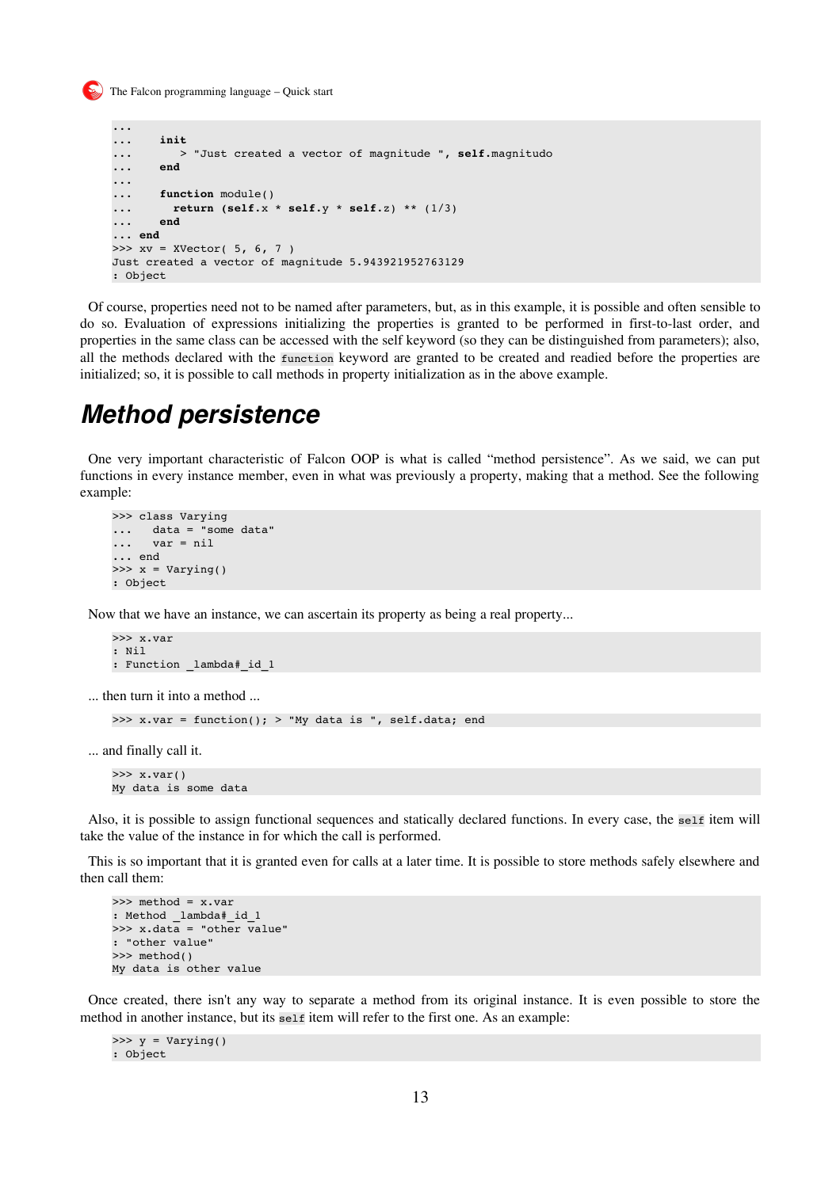```
...
...     init
...        > "Just created a vector of magnitude ", self.magnitudo
...     end
...
...     function module()
...       return (self.x * self.y * self.z) ** (1/3)
...     end
... end
>>> xv = XVector( 5, 6, 7 )
Just created a vector of magnitude 5.943921952763129
: Object
```

Of course, properties need not to be named after parameters, but, as in this example, it is possible and often sensible to do so. Evaluation of expressions initializing the properties is granted to be performed in first-to-last order, and properties in the same class can be accessed with the self keyword (so they can be distinguished from parameters); also, all the methods declared with the `function` keyword are granted to be created and readied before the properties are initialized; so, it is possible to call methods in property initialization as in the above example.

# Method persistence

One very important characteristic of Falcon OOP is what is called "method persistence". As we said, we can put functions in every instance member, even in what was previously a property, making that a method. See the following example:

```
>>> class Varying
...    data = "some data"
...    var = nil
... end
>>> x = Varying()
: Object
```

Now that we have an instance, we can ascertain its property as being a real property...

```
>>> x.var
: Nil
: Function _lambda#_id_1
```

... then turn it into a method ...

```
>>> x.var = function(); > "My data is ", self.data; end
```

... and finally call it.

```
>>> x.var()
My data is some data
```

Also, it is possible to assign functional sequences and statically declared functions. In every case, the `self` item will take the value of the instance in for which the call is performed.

This is so important that it is granted even for calls at a later time. It is possible to store methods safely elsewhere and then call them:

```
>>> method = x.var
: Method _lambda#_id_1
>>> x.data = "other value"
: "other value"
>>> method()
My data is other value
```

Once created, there isn't any way to separate a method from its original instance. It is even possible to store the method in another instance, but its `self` item will refer to the first one. As an example:

```
>>> y = Varying()
: Object
```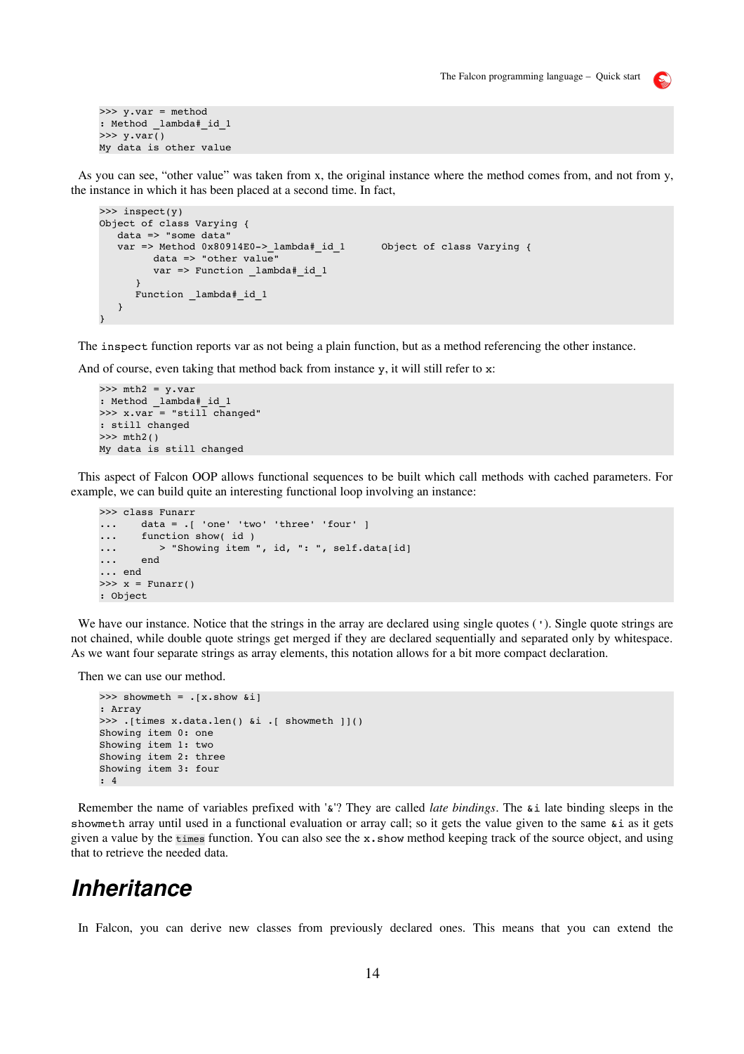```
>>> y.var = method
: Method _lambda#_id_1
>>> y.var()
My data is other value
```

As you can see, “other value” was taken from x, the original instance where the method comes from, and not from y, the instance in which it has been placed at a second time. In fact,

```
>>> inspect(y)
Object of class Varying {
   data => "some data"
   var => Method 0x80914E0->_lambda#_id_1      Object of class Varying {
         data => "other value"
         var => Function _lambda#_id_1
      }
      Function _lambda#_id_1
   }
}
```

The `inspect` function reports var as not being a plain function, but as a method referencing the other instance.

And of course, even taking that method back from instance `y`, it will still refer to `x`:

```
>>> mth2 = y.var
: Method _lambda#_id_1
>>> x.var = "still changed"
: still changed
>>> mth2()
My data is still changed
```

This aspect of Falcon OOP allows functional sequences to be built which call methods with cached parameters. For example, we can build quite an interesting functional loop involving an instance:

```
>>> class Funarr
...     data = .[ 'one' 'two' 'three' 'four' ]
...     function show( id )
...        > "Showing item ", id, ": ", self.data[id]
...     end
... end
>>> x = Funarr()
: Object
```

We have our instance. Notice that the strings in the array are declared using single quotes (`'`). Single quote strings are not chained, while double quote strings get merged if they are declared sequentially and separated only by whitespace. As we want four separate strings as array elements, this notation allows for a bit more compact declaration.

Then we can use our method.

```
>>> showmeth = .[x.show &i]
: Array
>>> .[times x.data.len() &i .[ showmeth ]]()
Showing item 0: one
Showing item 1: two
Showing item 2: three
Showing item 3: four
: 4
```

Remember the name of variables prefixed with '`&`'? They are called *late bindings*. The `&i` late binding sleeps in the `showmeth` array until used in a functional evaluation or array call; so it gets the value given to the same `&i` as it gets given a value by the `times` function. You can also see the `x.show` method keeping track of the source object, and using that to retrieve the needed data.

# Inheritance

In Falcon, you can derive new classes from previously declared ones. This means that you can extend the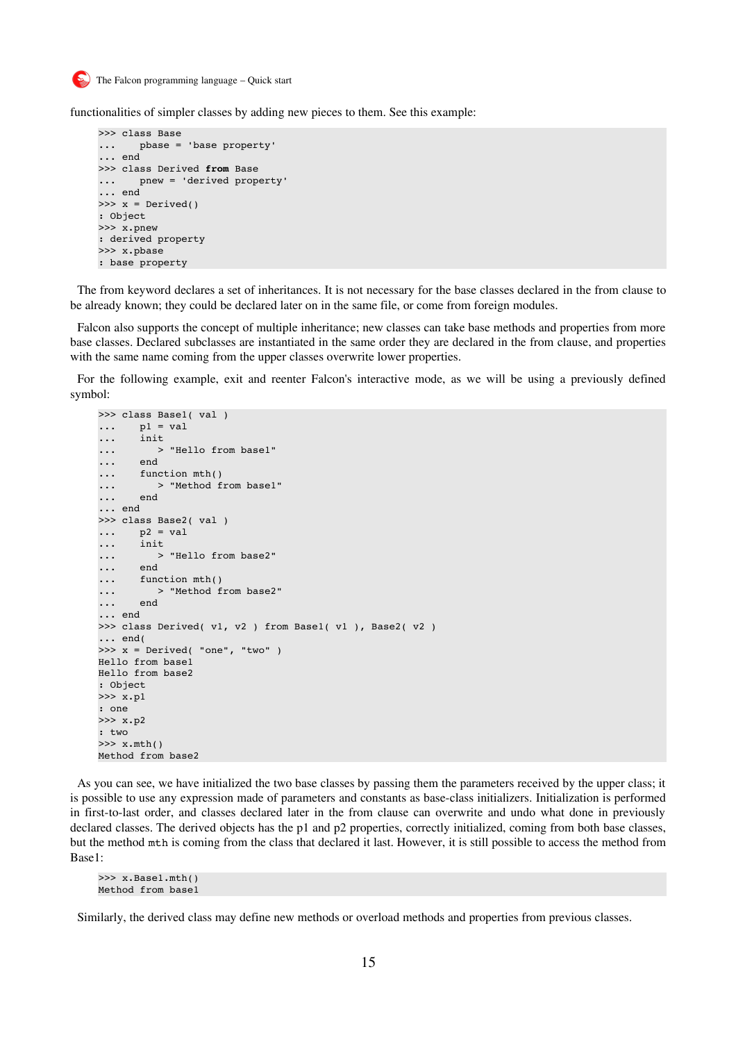functionalities of simpler classes by adding new pieces to them. See this example:

```
>>> class Base
...     pbase = 'base property'
... end
>>> class Derived from Base
...     pnew = 'derived property'
... end
>>> x = Derived()
: Object
>>> x.pnew
: derived property
>>> x.pbase
: base property
```

The from keyword declares a set of inheritances. It is not necessary for the base classes declared in the from clause to be already known; they could be declared later on in the same file, or come from foreign modules.

Falcon also supports the concept of multiple inheritance; new classes can take base methods and properties from more base classes. Declared subclasses are instantiated in the same order they are declared in the from clause, and properties with the same name coming from the upper classes overwrite lower properties.

For the following example, exit and reenter Falcon's interactive mode, as we will be using a previously defined symbol:

```
>>> class Base1( val )
...     p1 = val
...     init
...        > "Hello from base1"
...     end
...     function mth()
...        > "Method from base1"
...     end
... end
>>> class Base2( val )
...     p2 = val
...     init
...        > "Hello from base2"
...     end
...     function mth()
...        > "Method from base2"
...     end
... end
>>> class Derived( v1, v2 ) from Base1( v1 ), Base2( v2 )
... end(
>>> x = Derived( "one", "two" )
Hello from base1
Hello from base2
: Object
>>> x.p1
: one
>>> x.p2
: two
>>> x.mth()
Method from base2
```

As you can see, we have initialized the two base classes by passing them the parameters received by the upper class; it is possible to use any expression made of parameters and constants as base-class initializers. Initialization is performed in first-to-last order, and classes declared later in the from clause can overwrite and undo what done in previously declared classes. The derived objects has the p1 and p2 properties, correctly initialized, coming from both base classes, but the method `mth` is coming from the class that declared it last. However, it is still possible to access the method from Base1:

```
>>> x.Base1.mth()
Method from base1
```

Similarly, the derived class may define new methods or overload methods and properties from previous classes.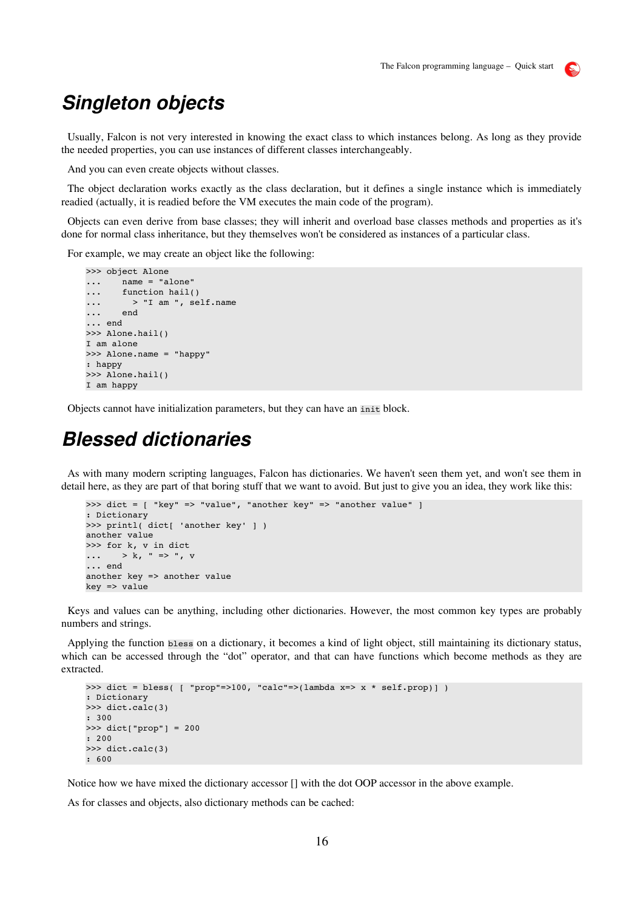# Singleton objects

Usually, Falcon is not very interested in knowing the exact class to which instances belong. As long as they provide the needed properties, you can use instances of different classes interchangeably.

And you can even create objects without classes.

The object declaration works exactly as the class declaration, but it defines a single instance which is immediately readied (actually, it is readied before the VM executes the main code of the program).

Objects can even derive from base classes; they will inherit and overload base classes methods and properties as it's done for normal class inheritance, but they themselves won't be considered as instances of a particular class.

For example, we may create an object like the following:

```
>>> object Alone
...     name = "alone"
...     function hail()
...       > "I am ", self.name
...     end
... end
>>> Alone.hail()
I am alone
>>> Alone.name = "happy"
: happy
>>> Alone.hail()
I am happy
```

Objects cannot have initialization parameters, but they can have an `init` block.

# Blessed dictionaries

As with many modern scripting languages, Falcon has dictionaries. We haven't seen them yet, and won't see them in detail here, as they are part of that boring stuff that we want to avoid. But just to give you an idea, they work like this:

```
>>> dict = [ "key" => "value", "another key" => "another value" ]
: Dictionary
>>> printl( dict[ 'another key' ] )
another value
>>> for k, v in dict
...     > k, " => ", v
... end
another key => another value
key => value
```

Keys and values can be anything, including other dictionaries. However, the most common key types are probably numbers and strings.

Applying the function `bless` on a dictionary, it becomes a kind of light object, still maintaining its dictionary status, which can be accessed through the “dot” operator, and that can have functions which become methods as they are extracted.

```
>>> dict = bless( [ "prop"=>100, "calc"=>(lambda x=> x * self.prop)] )
: Dictionary
>>> dict.calc(3)
: 300
>>> dict["prop"] = 200
: 200
>>> dict.calc(3)
: 600
```

Notice how we have mixed the dictionary accessor [] with the dot OOP accessor in the above example.

As for classes and objects, also dictionary methods can be cached: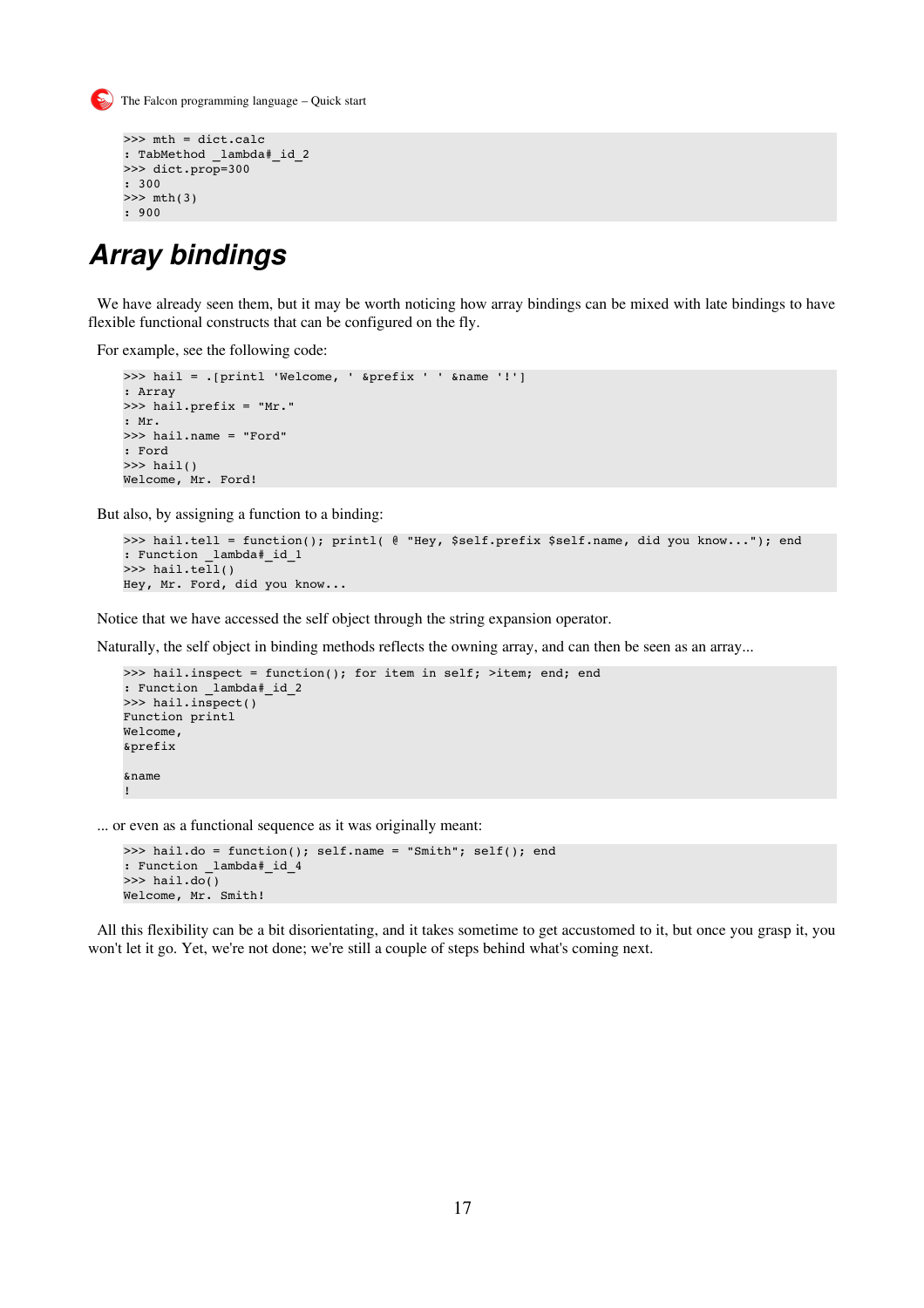```
>>> mth = dict.calc
: TabMethod _lambda#_id_2
>>> dict.prop=300
: 300
>>> mth(3)
: 900
```

# *Array bindings*

We have already seen them, but it may be worth noticing how array bindings can be mixed with late bindings to have flexible functional constructs that can be configured on the fly.

For example, see the following code:

```
>>> hail = .[printl 'Welcome, ' &prefix ' ' &name '!']
: Array
>>> hail.prefix = "Mr."
: Mr.
>>> hail.name = "Ford"
: Ford
>>> hail()
Welcome, Mr. Ford!
```

But also, by assigning a function to a binding:

```
>>> hail.tell = function(); printl( @ "Hey, $self.prefix $self.name, did you know..."); end
: Function _lambda#_id_1
>>> hail.tell()
Hey, Mr. Ford, did you know...
```

Notice that we have accessed the self object through the string expansion operator.

Naturally, the self object in binding methods reflects the owning array, and can then be seen as an array...

```
>>> hail.inspect = function(); for item in self; >item; end; end
: Function _lambda#_id_2
>>> hail.inspect()
Function printl
Welcome,
&prefix

&name
!
```

... or even as a functional sequence as it was originally meant:

```
>>> hail.do = function(); self.name = "Smith"; self(); end
: Function _lambda#_id_4
>>> hail.do()
Welcome, Mr. Smith!
```

All this flexibility can be a bit disorientating, and it takes sometime to get accustomed to it, but once you grasp it, you won't let it go. Yet, we're not done; we're still a couple of steps behind what's coming next.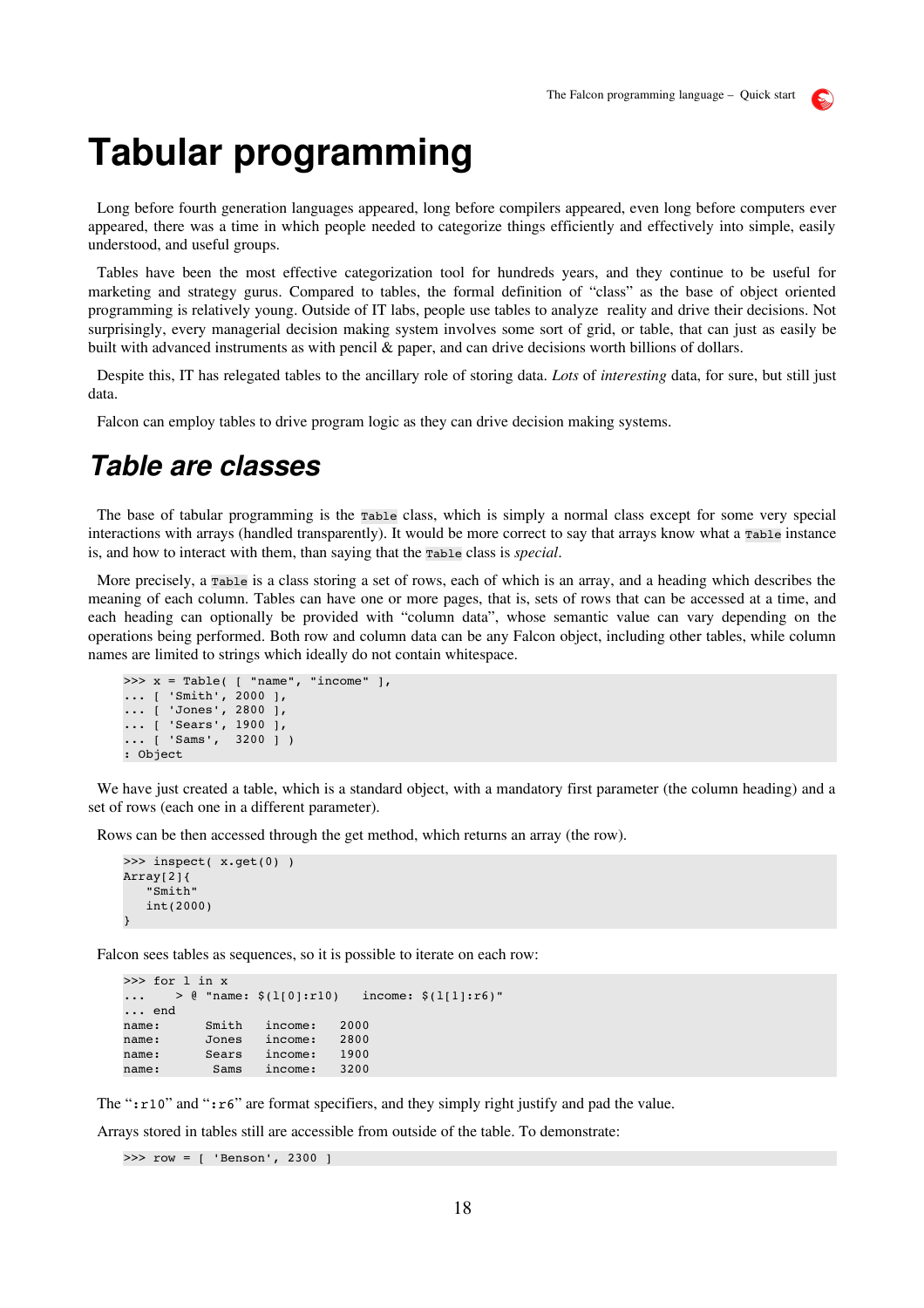# Tabular programming

Long before fourth generation languages appeared, long before compilers appeared, even long before computers ever appeared, there was a time in which people needed to categorize things efficiently and effectively into simple, easily understood, and useful groups.

Tables have been the most effective categorization tool for hundreds years, and they continue to be useful for marketing and strategy gurus. Compared to tables, the formal definition of "class" as the base of object oriented programming is relatively young. Outside of IT labs, people use tables to analyze reality and drive their decisions. Not surprisingly, every managerial decision making system involves some sort of grid, or table, that can just as easily be built with advanced instruments as with pencil & paper, and can drive decisions worth billions of dollars.

Despite this, IT has relegated tables to the ancillary role of storing data. *Lots* of *interesting* data, for sure, but still just data.

Falcon can employ tables to drive program logic as they can drive decision making systems.

## Table are classes

The base of tabular programming is the `Table` class, which is simply a normal class except for some very special interactions with arrays (handled transparently). It would be more correct to say that arrays know what a `Table` instance is, and how to interact with them, than saying that the `Table` class is *special*.

More precisely, a `Table` is a class storing a set of rows, each of which is an array, and a heading which describes the meaning of each column. Tables can have one or more pages, that is, sets of rows that can be accessed at a time, and each heading can optionally be provided with "column data", whose semantic value can vary depending on the operations being performed. Both row and column data can be any Falcon object, including other tables, while column names are limited to strings which ideally do not contain whitespace.

```
>>> x = Table( [ "name", "income" ],
... [ 'Smith', 2000 ],
... [ 'Jones', 2800 ],
... [ 'Sears', 1900 ],
... [ 'Sams',  3200 ] )
: Object
```

We have just created a table, which is a standard object, with a mandatory first parameter (the column heading) and a set of rows (each one in a different parameter).

Rows can be then accessed through the get method, which returns an array (the row).

```
>>> inspect( x.get(0) )
Array[2]{
   "Smith"
   int(2000)
}
```

Falcon sees tables as sequences, so it is possible to iterate on each row:

```
>>> for l in x
...     > @ "name: $(l[0]:r10)   income: $(l[1]:r6)"
... end
name:      Smith   income:   2000
name:      Jones   income:   2800
name:      Sears   income:   1900
name:       Sams   income:   3200
```

The "`:r10`" and "`:r6`" are format specifiers, and they simply right justify and pad the value.

Arrays stored in tables still are accessible from outside of the table. To demonstrate:

```
>>> row = [ 'Benson', 2300 ]
```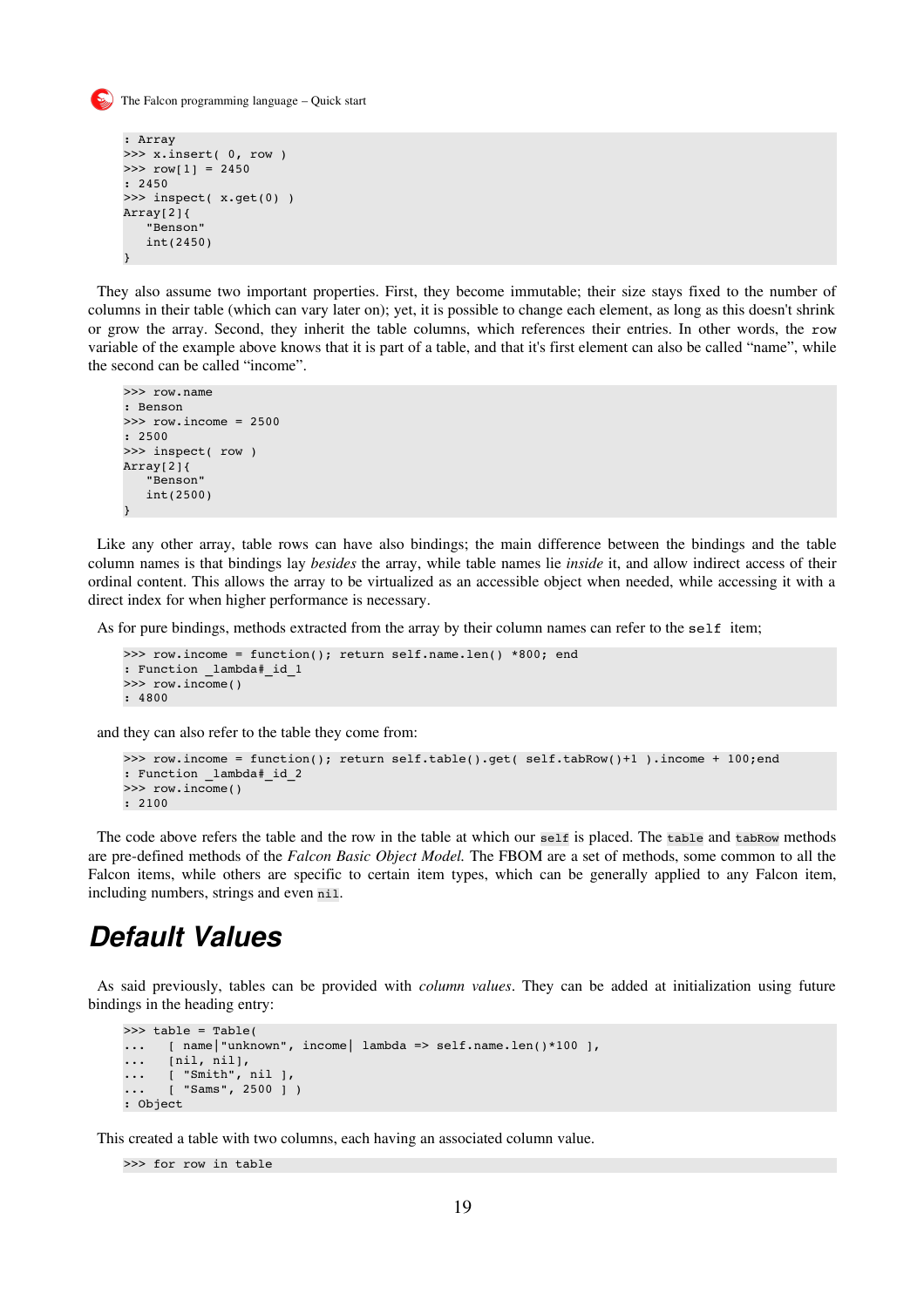```
: Array
>>> x.insert( 0, row )
>>> row[1] = 2450
: 2450
>>> inspect( x.get(0) )
Array[2]{
   "Benson"
   int(2450)
}
```

They also assume two important properties. First, they become immutable; their size stays fixed to the number of columns in their table (which can vary later on); yet, it is possible to change each element, as long as this doesn't shrink or grow the array. Second, they inherit the table columns, which references their entries. In other words, the `row` variable of the example above knows that it is part of a table, and that it's first element can also be called "name", while the second can be called "income".

```
>>> row.name
: Benson
>>> row.income = 2500
: 2500
>>> inspect( row )
Array[2]{
   "Benson"
   int(2500)
}
```

Like any other array, table rows can have also bindings; the main difference between the bindings and the table column names is that bindings lay *besides* the array, while table names lie *inside* it, and allow indirect access of their ordinal content. This allows the array to be virtualized as an accessible object when needed, while accessing it with a direct index for when higher performance is necessary.

As for pure bindings, methods extracted from the array by their column names can refer to the `self` item;

```
>>> row.income = function(); return self.name.len() *800; end
: Function _lambda#_id_1
>>> row.income()
: 4800
```

and they can also refer to the table they come from:

```
>>> row.income = function(); return self.table().get( self.tabRow()+1 ).income + 100;end
: Function _lambda#_id_2
>>> row.income()
: 2100
```

The code above refers the table and the row in the table at which our `self` is placed. The `table` and `tabRow` methods are pre-defined methods of the *Falcon Basic Object Model.* The FBOM are a set of methods, some common to all the Falcon items, while others are specific to certain item types, which can be generally applied to any Falcon item, including numbers, strings and even `nil`.

# Default Values

As said previously, tables can be provided with *column values*. They can be added at initialization using future bindings in the heading entry:

```
>>> table = Table(
...    [ name|"unknown", income| lambda => self.name.len()*100 ],
...    [nil, nil],
...    [ "Smith", nil ],
...    [ "Sams", 2500 ] )
: Object
```

This created a table with two columns, each having an associated column value.

```
>>> for row in table
```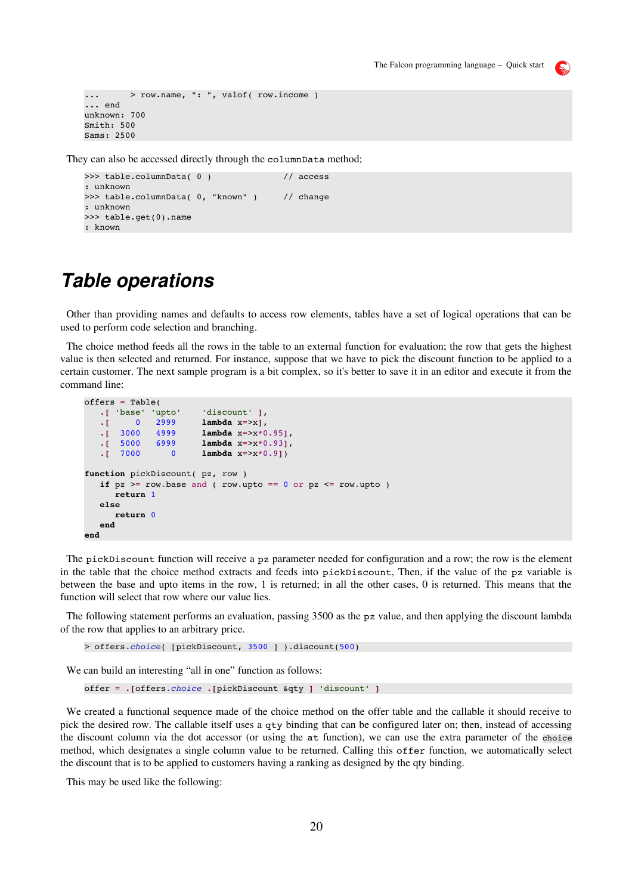```
...      > row.name, ": ", valof( row.income )
... end
unknown: 700
Smith: 500
Sams: 2500
```

They can also be accessed directly through the columnData method;

```
>>> table.columnData( 0 )              // access
: unknown
>>> table.columnData( 0, "known" )     // change
: unknown
>>> table.get(0).name
: known
```

# Table operations

Other than providing names and defaults to access row elements, tables have a set of logical operations that can be used to perform code selection and branching.

The choice method feeds all the rows in the table to an external function for evaluation; the row that gets the highest value is then selected and returned. For instance, suppose that we have to pick the discount function to be applied to a certain customer. The next sample program is a bit complex, so it's better to save it in an editor and execute it from the command line:

```
offers = Table(
   .[ 'base' 'upto'    'discount' ],
   .[     0   2999     lambda x=>x],
   .[  3000   4999     lambda x=>x*0.95],
   .[  5000   6999     lambda x=>x*0.93],
   .[  7000      0     lambda x=>x*0.9])

function pickDiscount( pz, row )
   if pz >= row.base and ( row.upto == 0 or pz <= row.upto )
      return 1
   else
      return 0
   end
end
```

The pickDiscount function will receive a pz parameter needed for configuration and a row; the row is the element in the table that the choice method extracts and feeds into pickDiscount, Then, if the value of the pz variable is between the base and upto items in the row, 1 is returned; in all the other cases, 0 is returned. This means that the function will select that row where our value lies.

The following statement performs an evaluation, passing 3500 as the pz value, and then applying the discount lambda of the row that applies to an arbitrary price.

```
> offers.choice( [pickDiscount, 3500 ] ).discount(500)
```

We can build an interesting "all in one" function as follows:

```
offer = .[offers.choice .[pickDiscount &qty ] 'discount' ]
```

We created a functional sequence made of the choice method on the offer table and the callable it should receive to pick the desired row. The callable itself uses a qty binding that can be configured later on; then, instead of accessing the discount column via the dot accessor (or using the at function), we can use the extra parameter of the choice method, which designates a single column value to be returned. Calling this offer function, we automatically select the discount that is to be applied to customers having a ranking as designed by the qty binding.

This may be used like the following: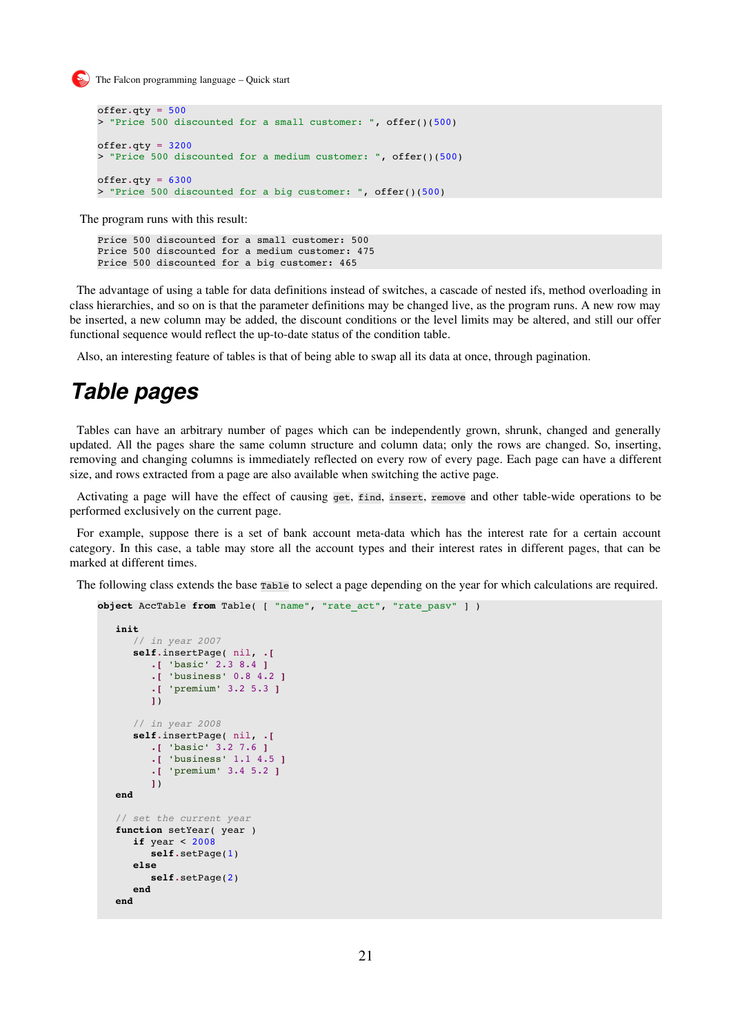```
offer.qty = 500
> "Price 500 discounted for a small customer: ", offer()(500)

offer.qty = 3200
> "Price 500 discounted for a medium customer: ", offer()(500)

offer.qty = 6300
> "Price 500 discounted for a big customer: ", offer()(500)
```

The program runs with this result:

```
Price 500 discounted for a small customer: 500
Price 500 discounted for a medium customer: 475
Price 500 discounted for a big customer: 465
```

The advantage of using a table for data definitions instead of switches, a cascade of nested ifs, method overloading in class hierarchies, and so on is that the parameter definitions may be changed live, as the program runs. A new row may be inserted, a new column may be added, the discount conditions or the level limits may be altered, and still our offer functional sequence would reflect the up-to-date status of the condition table.

Also, an interesting feature of tables is that of being able to swap all its data at once, through pagination.

# Table pages

Tables can have an arbitrary number of pages which can be independently grown, shrunk, changed and generally updated. All the pages share the same column structure and column data; only the rows are changed. So, inserting, removing and changing columns is immediately reflected on every row of every page. Each page can have a different size, and rows extracted from a page are also available when switching the active page.

Activating a page will have the effect of causing `get`, `find`, `insert`, `remove` and other table-wide operations to be performed exclusively on the current page.

For example, suppose there is a set of bank account meta-data which has the interest rate for a certain account category. In this case, a table may store all the account types and their interest rates in different pages, that can be marked at different times.

The following class extends the base `Table` to select a page depending on the year for which calculations are required.

```
object AccTable from Table( [ "name", "rate_act", "rate_pasv" ] )

   init
      // in year 2007
      self.insertPage( nil, .[
         .[ 'basic' 2.3 8.4 ]
         .[ 'business' 0.8 4.2 ]
         .[ 'premium' 3.2 5.3 ]
         ])

      // in year 2008
      self.insertPage( nil, .[
         .[ 'basic' 3.2 7.6 ]
         .[ 'business' 1.1 4.5 ]
         .[ 'premium' 3.4 5.2 ]
         ])
   end

   // set the current year
   function setYear( year )
      if year < 2008
         self.setPage(1)
      else
         self.setPage(2)
      end
   end
```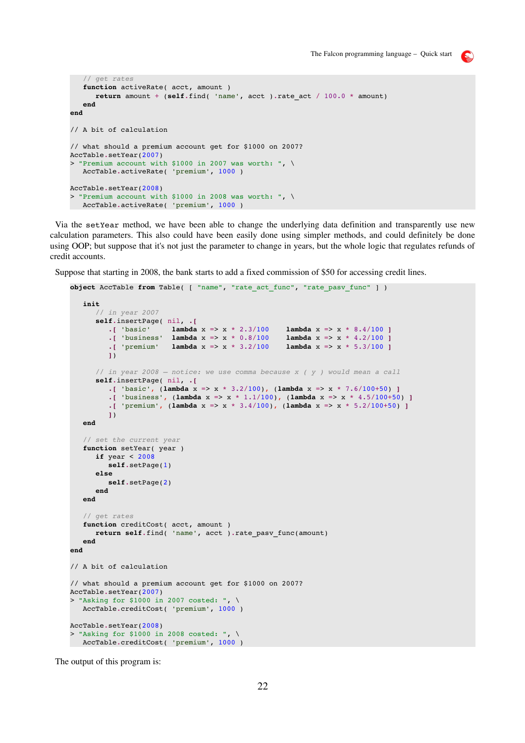```
   // get rates
   function activeRate( acct, amount )
      return amount + (self.find( 'name', acct ).rate_act / 100.0 * amount)
   end
end

// A bit of calculation

// what should a premium account get for $1000 on 2007?
AccTable.setYear(2007)
> "Premium account with $1000 in 2007 was worth: ", \
   AccTable.activeRate( 'premium', 1000 )

AccTable.setYear(2008)
> "Premium account with $1000 in 2008 was worth: ", \
   AccTable.activeRate( 'premium', 1000 )
```

Via the `setYear` method, we have been able to change the underlying data definition and transparently use new calculation parameters. This also could have been easily done using simpler methods, and could definitely be done using OOP; but suppose that it's not just the parameter to change in years, but the whole logic that regulates refunds of credit accounts.

Suppose that starting in 2008, the bank starts to add a fixed commission of $50 for accessing credit lines.

```
object AccTable from Table( [ "name", "rate_act_func", "rate_pasv_func" ] )

   init
      // in year 2007
      self.insertPage( nil, .[
         .[ 'basic'     lambda x => x * 2.3/100     lambda x => x * 8.4/100 ]
         .[ 'business'  lambda x => x * 0.8/100     lambda x => x * 4.2/100 ]
         .[ 'premium'   lambda x => x * 3.2/100     lambda x => x * 5.3/100 ]
         ])

      // in year 2008 -- notice: we use comma because x ( y ) would mean a call
      self.insertPage( nil, .[
         .[ 'basic', (lambda x => x * 3.2/100), (lambda x => x * 7.6/100+50) ]
         .[ 'business', (lambda x => x * 1.1/100), (lambda x => x * 4.5/100+50) ]
         .[ 'premium', (lambda x => x * 3.4/100), (lambda x => x * 5.2/100+50) ]
         ])
   end

   // set the current year
   function setYear( year )
      if year < 2008
         self.setPage(1)
      else
         self.setPage(2)
      end
   end

   // get rates
   function creditCost( acct, amount )
      return self.find( 'name', acct ).rate_pasv_func(amount)
   end
end

// A bit of calculation

// what should a premium account get for $1000 on 2007?
AccTable.setYear(2007)
> "Asking for $1000 in 2007 costed: ", \
   AccTable.creditCost( 'premium', 1000 )

AccTable.setYear(2008)
> "Asking for $1000 in 2008 costed: ", \
   AccTable.creditCost( 'premium', 1000 )
```

The output of this program is: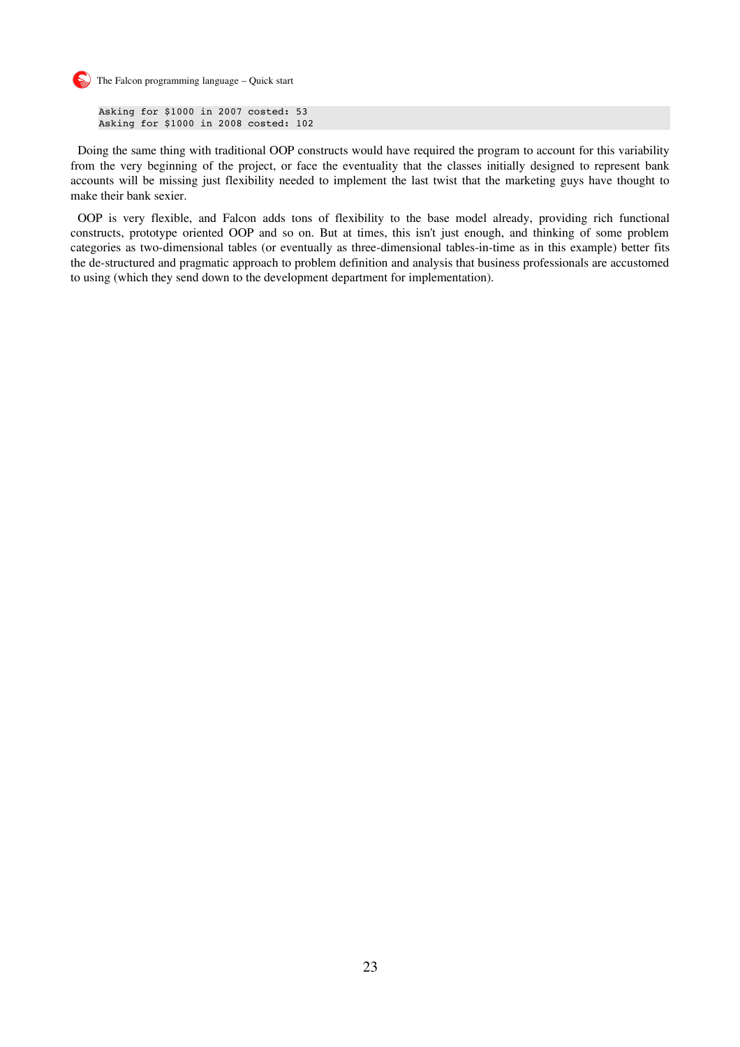```
Asking for $1000 in 2007 costed: 53
Asking for $1000 in 2008 costed: 102
```

Doing the same thing with traditional OOP constructs would have required the program to account for this variability from the very beginning of the project, or face the eventuality that the classes initially designed to represent bank accounts will be missing just flexibility needed to implement the last twist that the marketing guys have thought to make their bank sexier.

OOP is very flexible, and Falcon adds tons of flexibility to the base model already, providing rich functional constructs, prototype oriented OOP and so on. But at times, this isn't just enough, and thinking of some problem categories as two-dimensional tables (or eventually as three-dimensional tables-in-time as in this example) better fits the de-structured and pragmatic approach to problem definition and analysis that business professionals are accustomed to using (which they send down to the development department for implementation).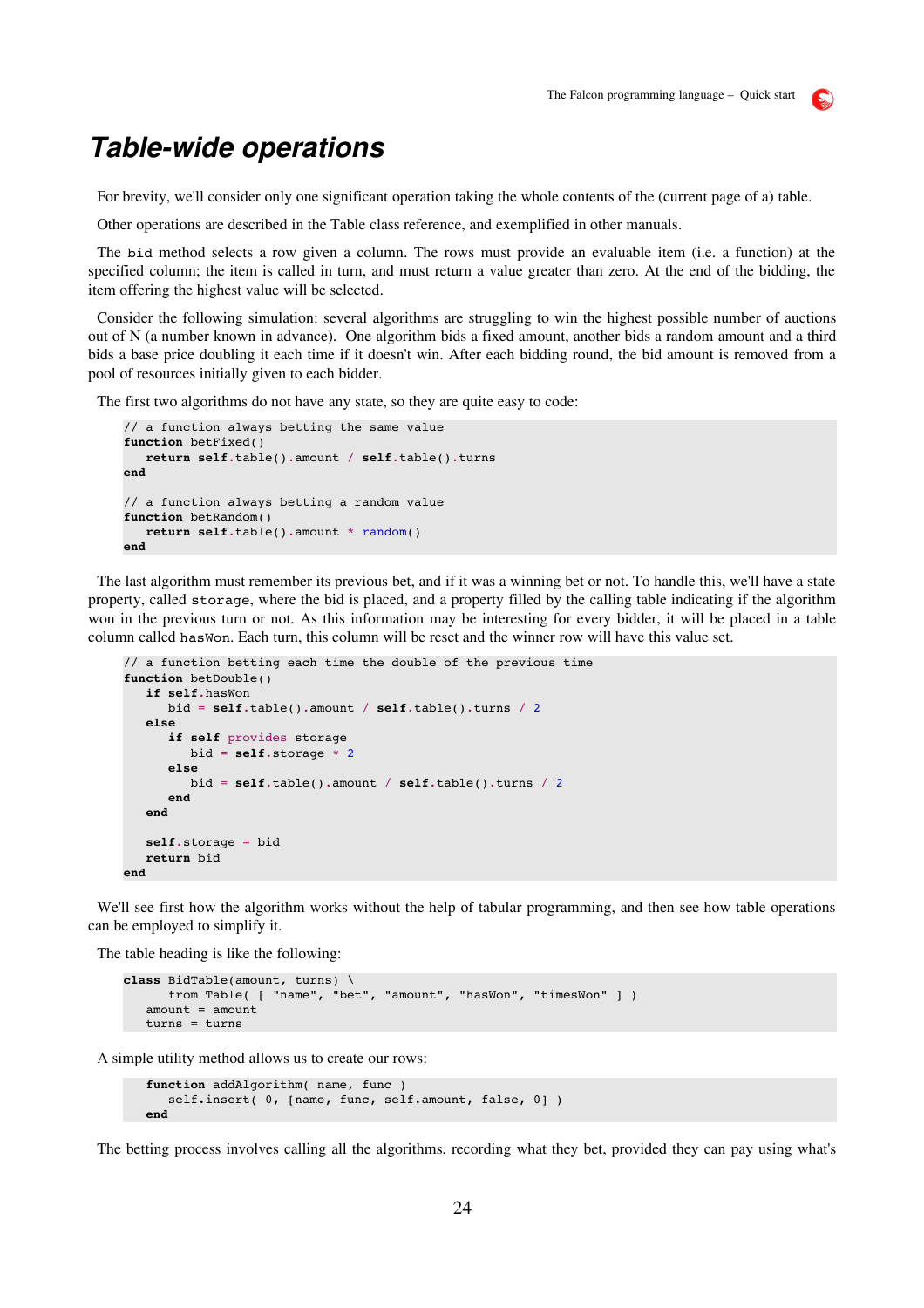# Table-wide operations

For brevity, we'll consider only one significant operation taking the whole contents of the (current page of a) table.

Other operations are described in the Table class reference, and exemplified in other manuals.

The `bid` method selects a row given a column. The rows must provide an evaluable item (i.e. a function) at the specified column; the item is called in turn, and must return a value greater than zero. At the end of the bidding, the item offering the highest value will be selected.

Consider the following simulation: several algorithms are struggling to win the highest possible number of auctions out of N (a number known in advance). One algorithm bids a fixed amount, another bids a random amount and a third bids a base price doubling it each time if it doesn't win. After each bidding round, the bid amount is removed from a pool of resources initially given to each bidder.

The first two algorithms do not have any state, so they are quite easy to code:

```
// a function always betting the same value
function betFixed()
   return self.table().amount / self.table().turns
end

// a function always betting a random value
function betRandom()
   return self.table().amount * random()
end
```

The last algorithm must remember its previous bet, and if it was a winning bet or not. To handle this, we'll have a state property, called `storage`, where the bid is placed, and a property filled by the calling table indicating if the algorithm won in the previous turn or not. As this information may be interesting for every bidder, it will be placed in a table column called `hasWon`. Each turn, this column will be reset and the winner row will have this value set.

```
// a function betting each time the double of the previous time
function betDouble()
   if self.hasWon
      bid = self.table().amount / self.table().turns / 2
   else
      if self provides storage
         bid = self.storage * 2
      else
         bid = self.table().amount / self.table().turns / 2
      end
   end

   self.storage = bid
   return bid
end
```

We'll see first how the algorithm works without the help of tabular programming, and then see how table operations can be employed to simplify it.

The table heading is like the following:

```
class BidTable(amount, turns) \
      from Table( [ "name", "bet", "amount", "hasWon", "timesWon" ] )
   amount = amount
   turns = turns
```

A simple utility method allows us to create our rows:

```
   function addAlgorithm( name, func )
      self.insert( 0, [name, func, self.amount, false, 0] )
   end
```

The betting process involves calling all the algorithms, recording what they bet, provided they can pay using what's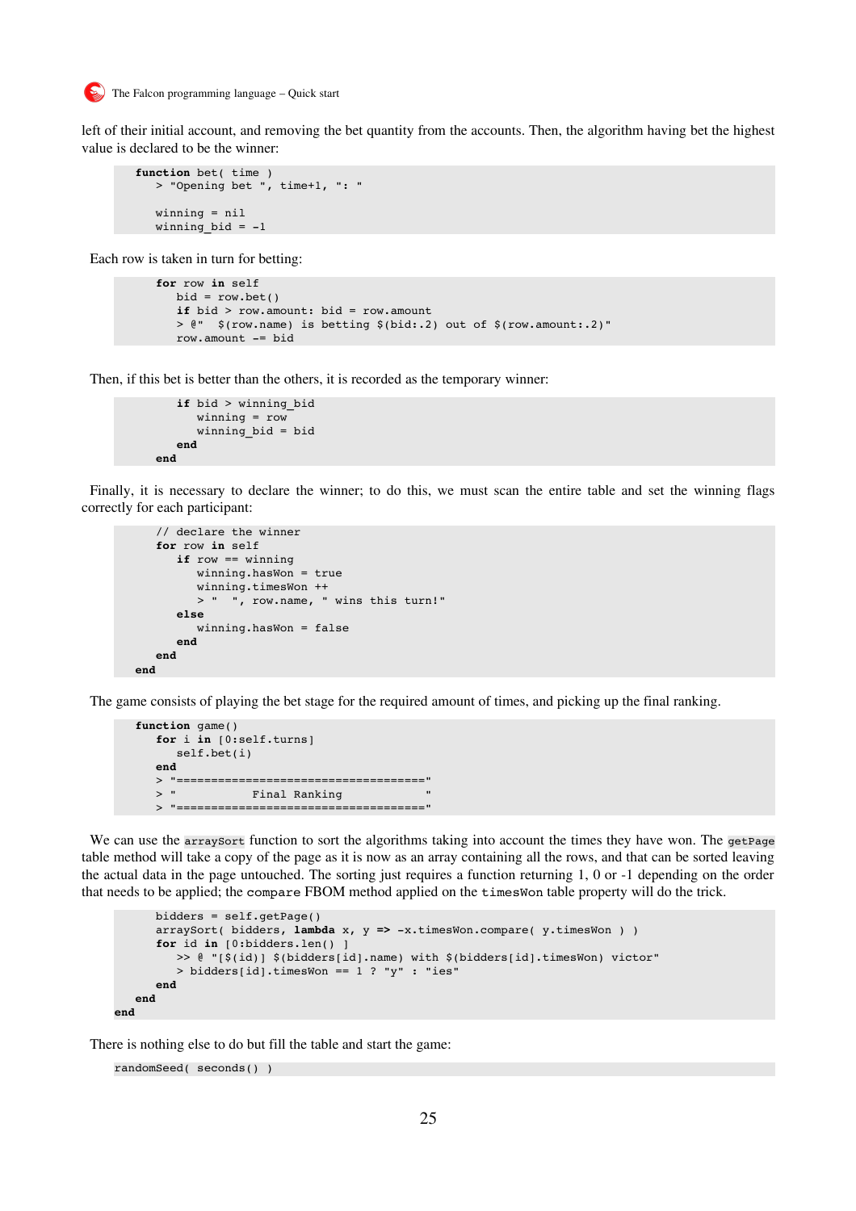left of their initial account, and removing the bet quantity from the accounts. Then, the algorithm having bet the highest value is declared to be the winner:

```
   function bet( time )
      > "Opening bet ", time+1, ": "

      winning = nil
      winning_bid = -1
```

Each row is taken in turn for betting:

```
      for row in self
         bid = row.bet()
         if bid > row.amount: bid = row.amount
         > @"  $(row.name) is betting $(bid:.2) out of $(row.amount:.2)"
         row.amount -= bid
```

Then, if this bet is better than the others, it is recorded as the temporary winner:

```
         if bid > winning_bid
            winning = row
            winning_bid = bid
         end
      end
```

Finally, it is necessary to declare the winner; to do this, we must scan the entire table and set the winning flags correctly for each participant:

```
      // declare the winner
      for row in self
         if row == winning
            winning.hasWon = true
            winning.timesWon ++
            > "  ", row.name, " wins this turn!"
         else
            winning.hasWon = false
         end
      end
   end
```

The game consists of playing the bet stage for the required amount of times, and picking up the final ranking.

```
   function game()
      for i in [0:self.turns]
         self.bet(i)
      end
      > "=================================="
      > "           Final Ranking          "
      > "=================================="
```

We can use the `arraySort` function to sort the algorithms taking into account the times they have won. The `getPage` table method will take a copy of the page as it is now as an array containing all the rows, and that can be sorted leaving the actual data in the page untouched. The sorting just requires a function returning 1, 0 or -1 depending on the order that needs to be applied; the `compare` FBOM method applied on the `timesWon` table property will do the trick.

```
      bidders = self.getPage()
      arraySort( bidders, lambda x, y => -x.timesWon.compare( y.timesWon ) )
      for id in [0:bidders.len() ]
         >> @ "[$(id)] $(bidders[id].name) with $(bidders[id].timesWon) victor"
         > bidders[id].timesWon == 1 ? "y" : "ies"
      end
   end
end
```

There is nothing else to do but fill the table and start the game:

```
randomSeed( seconds() )
```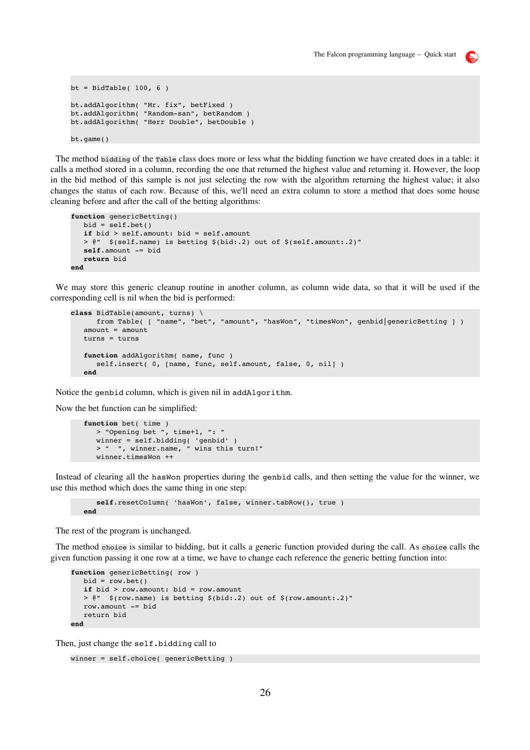```
bt = BidTable( 100, 6 )

bt.addAlgorithm( "Mr. fix", betFixed )
bt.addAlgorithm( "Random-san", betRandom )
bt.addAlgorithm( "Herr Double", betDouble )

bt.game()
```

The method `bidding` of the `Table` class does more or less what the bidding function we have created does in a table: it calls a method stored in a column, recording the one that returned the highest value and returning it. However, the loop in the bid method of this sample is not just selecting the row with the algorithm returning the highest value; it also changes the status of each row. Because of this, we'll need an extra column to store a method that does some house cleaning before and after the call of the betting algorithms:

```
function genericBetting()
   bid = self.bet()
   if bid > self.amount: bid = self.amount
   > @"  $(self.name) is betting $(bid:.2) out of $(self.amount:.2)"
   self.amount -= bid
   return bid
end
```

We may store this generic cleanup routine in another column, as column wide data, so that it will be used if the corresponding cell is nil when the bid is performed:

```
class BidTable(amount, turns) \
      from Table( [ "name", "bet", "amount", "hasWon", "timesWon", genbid|genericBetting ] )
   amount = amount
   turns = turns

   function addAlgorithm( name, func )
      self.insert( 0, [name, func, self.amount, false, 0, nil] )
   end
```

Notice the `genbid` column, which is given nil in `addAlgorithm`.

Now the bet function can be simplified:

```
   function bet( time )
      > "Opening bet ", time+1, ": "
      winner = self.bidding( 'genbid' )
      > "  ", winner.name, " wins this turn!"
      winner.timesWon ++
```

Instead of clearing all the `hasWon` properties during the `genbid` calls, and then setting the value for the winner, we use this method which does the same thing in one step:

```
      self.resetColumn( 'hasWon', false, winner.tabRow(), true )
   end
```

The rest of the program is unchanged.

The method `choice` is similar to bidding, but it calls a generic function provided during the call. As `choice` calls the given function passing it one row at a time, we have to change each reference the generic betting function into:

```
function genericBetting( row )
   bid = row.bet()
   if bid > row.amount: bid = row.amount
   > @"  $(row.name) is betting $(bid:.2) out of $(row.amount:.2)"
   row.amount -= bid
   return bid
end
```

Then, just change the `self.bidding` call to

```
winner = self.choice( genericBetting )
```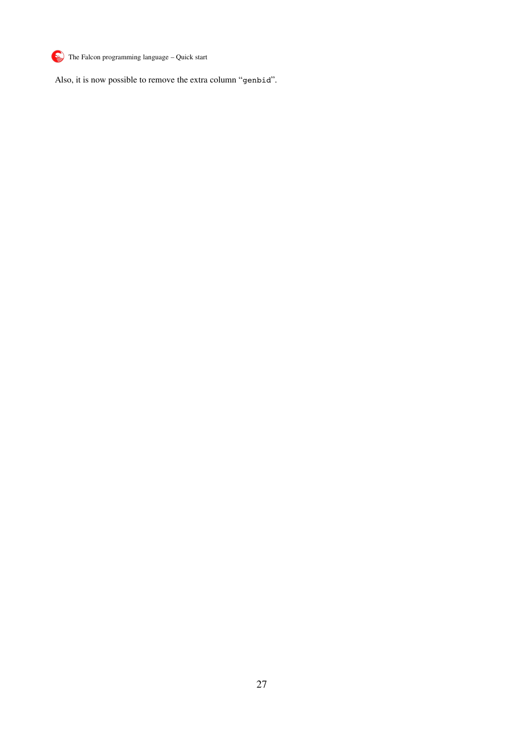Also, it is now possible to remove the extra column “`genbid`”.